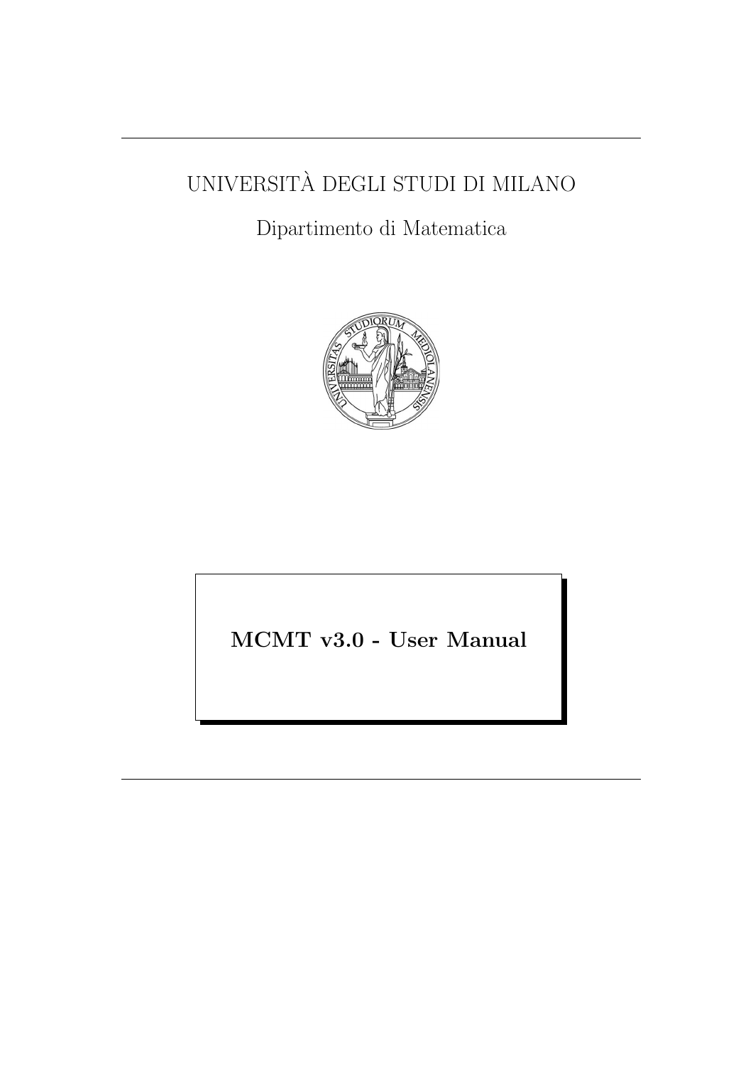UNIVERSITÀ DEGLI STUDI DI MILANO

Dipartimento di Matematica

# MCMT v3.0 - User Manual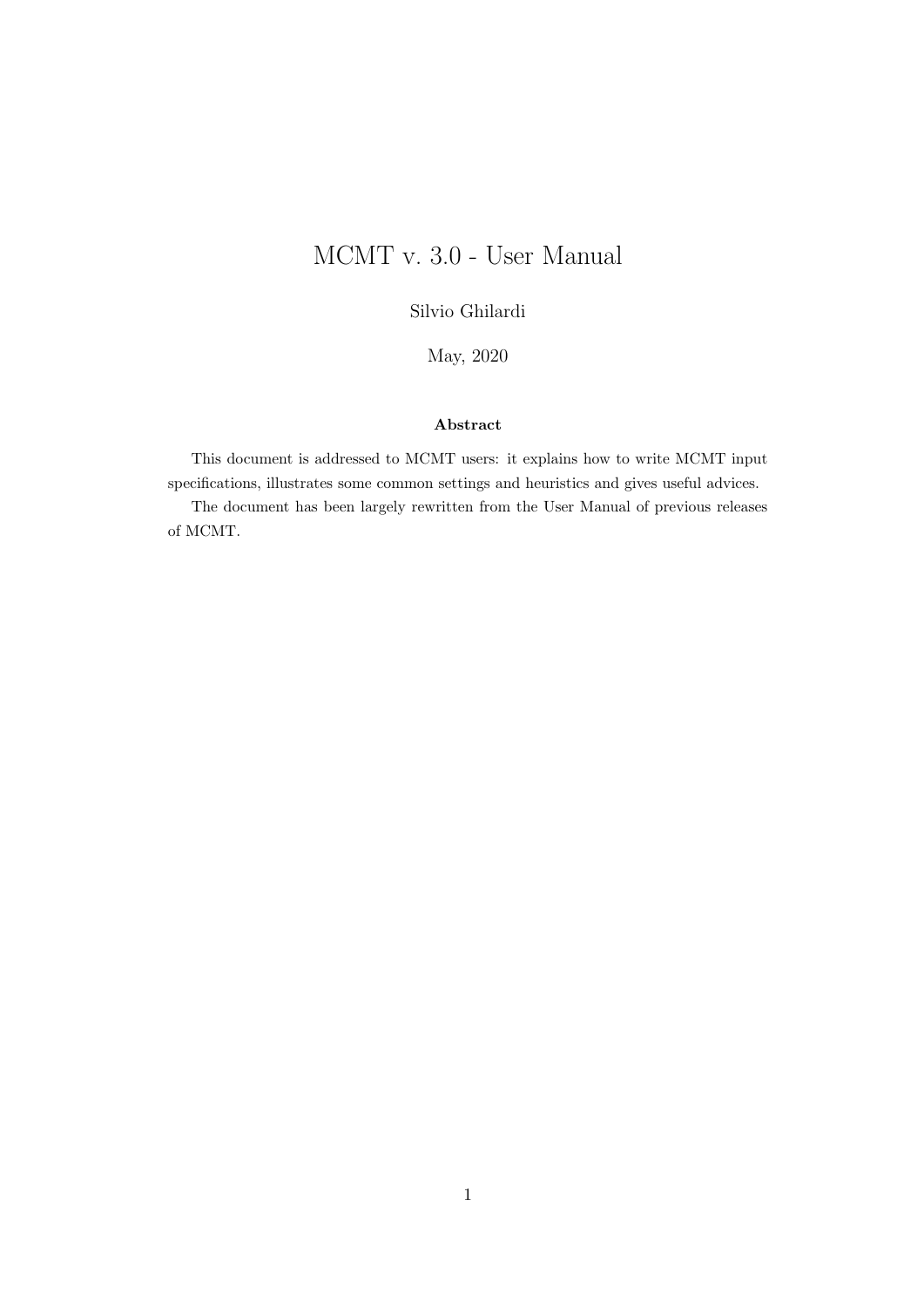# MCMT v. 3.0 - User Manual

Silvio Ghilardi

May, 2020

**Abstract**

This document is addressed to MCMT users: it explains how to write MCMT input specifications, illustrates some common settings and heuristics and gives useful advices.

The document has been largely rewritten from the User Manual of previous releases of MCMT.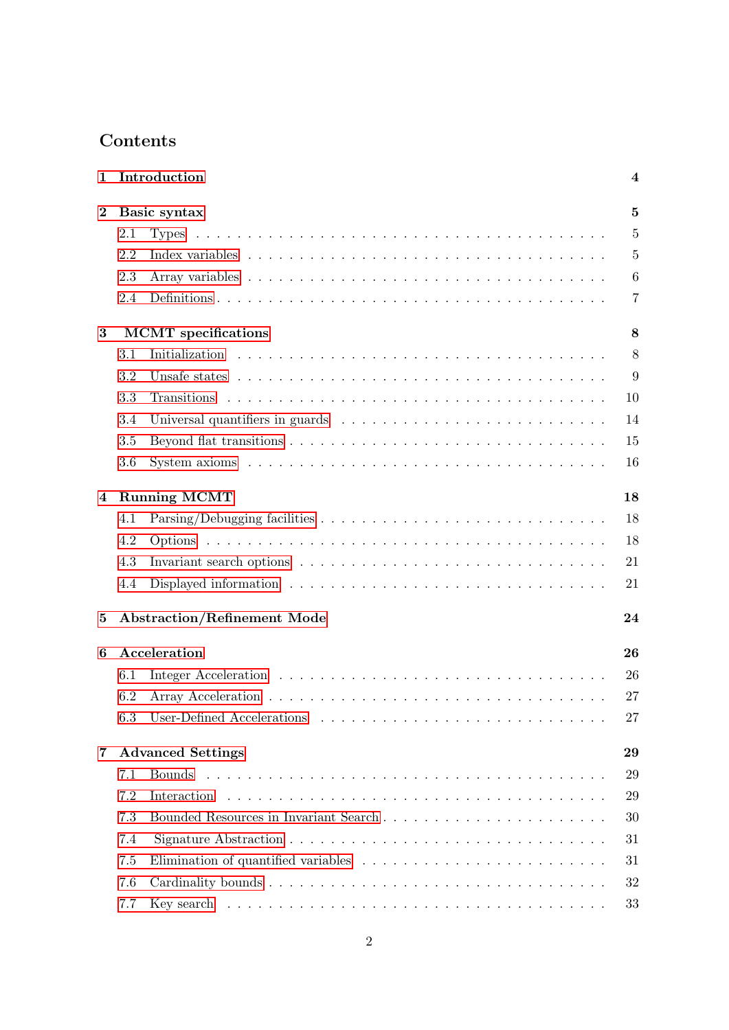# Contents

**1 Introduction** — 4

**2 Basic syntax** — 5
- 2.1 Types — 5
- 2.2 Index variables — 5
- 2.3 Array variables — 6
- 2.4 Definitions — 7

**3 MCMT specifications** — 8
- 3.1 Initialization — 8
- 3.2 Unsafe states — 9
- 3.3 Transitions — 10
- 3.4 Universal quantifiers in guards — 14
- 3.5 Beyond flat transitions — 15
- 3.6 System axioms — 16

**4 Running MCMT** — 18
- 4.1 Parsing/Debugging facilities — 18
- 4.2 Options — 18
- 4.3 Invariant search options — 21
- 4.4 Displayed information — 21

**5 Abstraction/Refinement Mode** — 24

**6 Acceleration** — 26
- 6.1 Integer Acceleration — 26
- 6.2 Array Acceleration — 27
- 6.3 User-Defined Accelerations — 27

**7 Advanced Settings** — 29
- 7.1 Bounds — 29
- 7.2 Interaction — 29
- 7.3 Bounded Resources in Invariant Search — 30
- 7.4 Signature Abstraction — 31
- 7.5 Elimination of quantified variables — 31
- 7.6 Cardinality bounds — 32
- 7.7 Key search — 33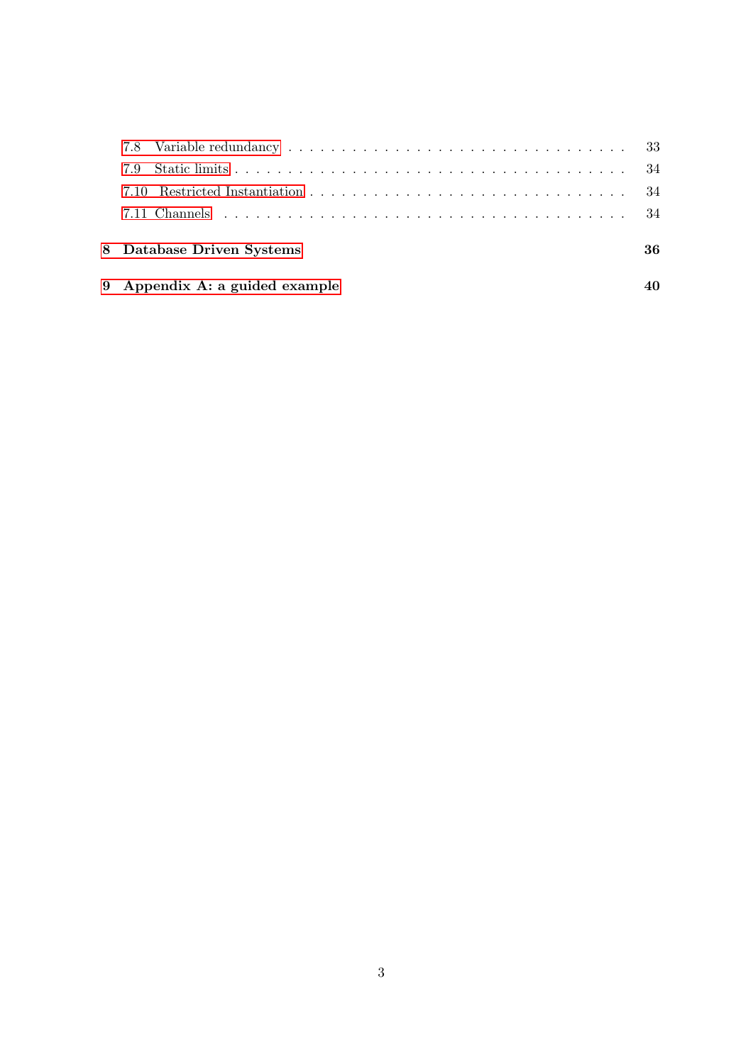- 7.8 Variable redundancy . . . . . . . . . . . . . . . . . . . . . . . . . . . . . . . 33
- 7.9 Static limits . . . . . . . . . . . . . . . . . . . . . . . . . . . . . . . . . . . 34
- 7.10 Restricted Instantiation . . . . . . . . . . . . . . . . . . . . . . . . . . . . . 34
- 7.11 Channels . . . . . . . . . . . . . . . . . . . . . . . . . . . . . . . . . . . . . 34

**8 Database Driven Systems** **36**

**9 Appendix A: a guided example** **40**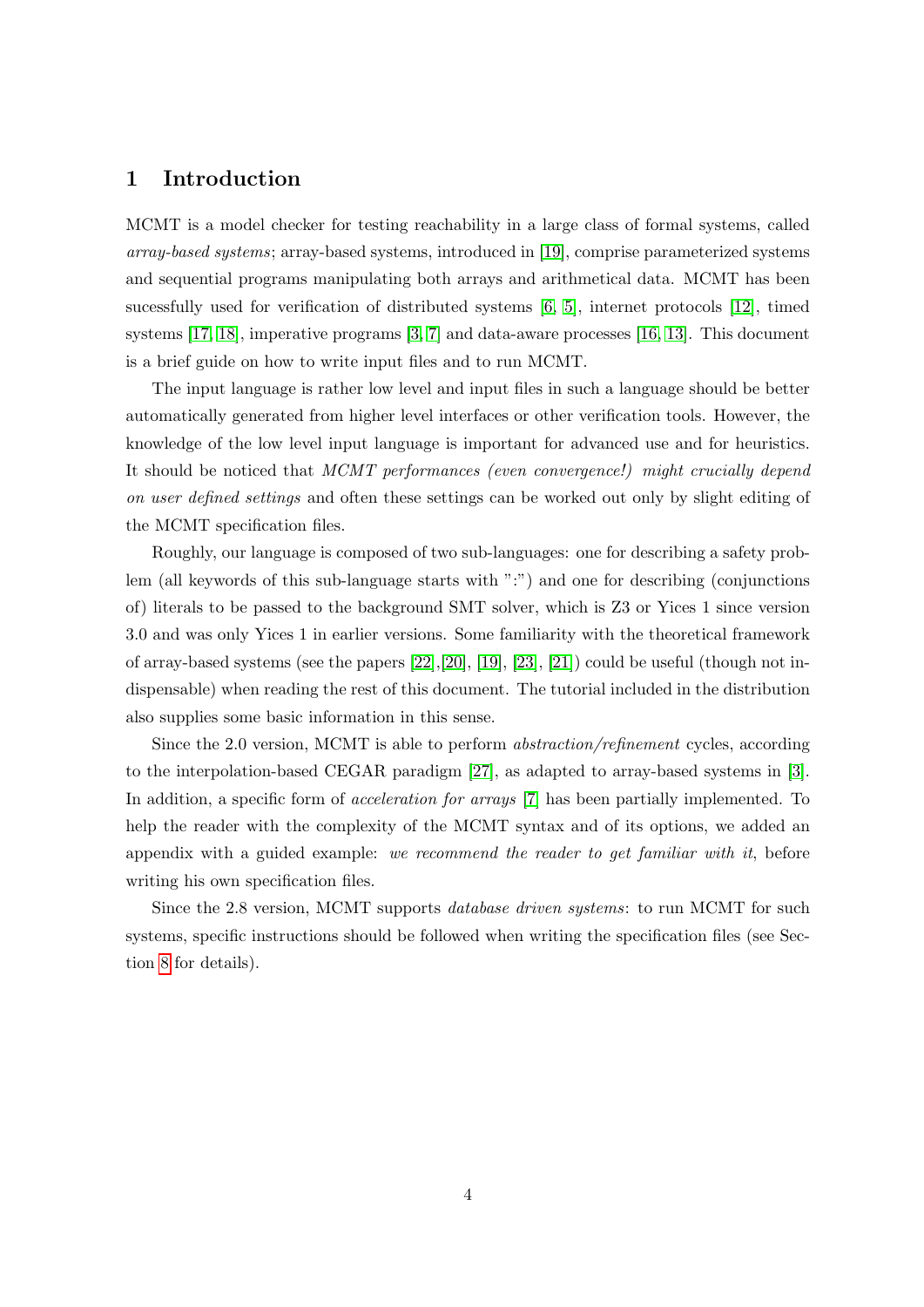# 1 Introduction

MCMT is a model checker for testing reachability in a large class of formal systems, called *array-based systems*; array-based systems, introduced in [19], comprise parameterized systems and sequential programs manipulating both arrays and arithmetical data. MCMT has been sucessfully used for verification of distributed systems [6, 5], internet protocols [12], timed systems [17, 18], imperative programs [3, 7] and data-aware processes [16, 13]. This document is a brief guide on how to write input files and to run MCMT.

The input language is rather low level and input files in such a language should be better automatically generated from higher level interfaces or other verification tools. However, the knowledge of the low level input language is important for advanced use and for heuristics. It should be noticed that *MCMT performances (even convergence!) might crucially depend on user defined settings* and often these settings can be worked out only by slight editing of the MCMT specification files.

Roughly, our language is composed of two sub-languages: one for describing a safety problem (all keywords of this sub-language starts with ":") and one for describing (conjunctions of) literals to be passed to the background SMT solver, which is Z3 or Yices 1 since version 3.0 and was only Yices 1 in earlier versions. Some familiarity with the theoretical framework of array-based systems (see the papers [22],[20], [19], [23], [21]) could be useful (though not indispensable) when reading the rest of this document. The tutorial included in the distribution also supplies some basic information in this sense.

Since the 2.0 version, MCMT is able to perform *abstraction/refinement* cycles, according to the interpolation-based CEGAR paradigm [27], as adapted to array-based systems in [3]. In addition, a specific form of *acceleration for arrays* [7] has been partially implemented. To help the reader with the complexity of the MCMT syntax and of its options, we added an appendix with a guided example: *we recommend the reader to get familiar with it*, before writing his own specification files.

Since the 2.8 version, MCMT supports *database driven systems*: to run MCMT for such systems, specific instructions should be followed when writing the specification files (see Section 8 for details).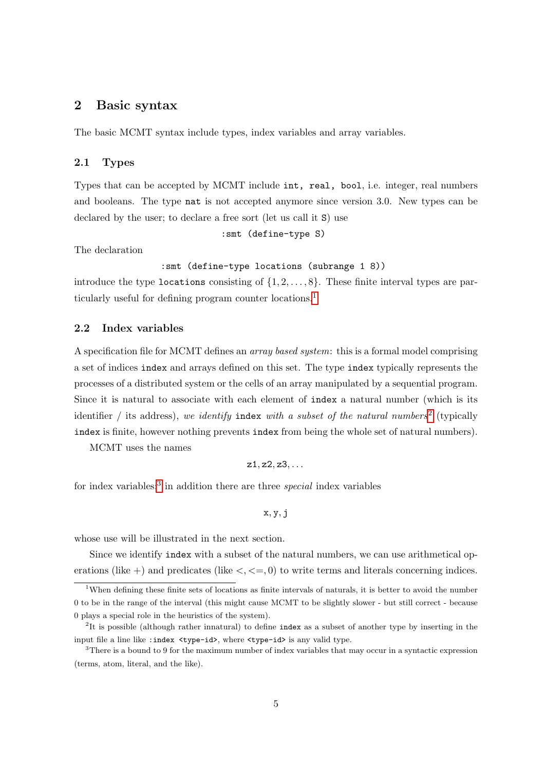## 2 Basic syntax

The basic MCMT syntax include types, index variables and array variables.

### 2.1 Types

Types that can be accepted by MCMT include `int, real, bool`, i.e. integer, real numbers and booleans. The type `nat` is not accepted anymore since version 3.0. New types can be declared by the user; to declare a free sort (let us call it `S`) use

```
:smt (define-type S)
```

The declaration

```
:smt (define-type locations (subrange 1 8))
```

introduce the type `locations` consisting of $\{1, 2, \ldots, 8\}$. These finite interval types are particularly useful for defining program counter locations.[1]

### 2.2 Index variables

A specification file for MCMT defines an *array based system*: this is a formal model comprising a set of indices `index` and arrays defined on this set. The type `index` typically represents the processes of a distributed system or the cells of an array manipulated by a sequential program. Since it is natural to associate with each element of `index` a natural number (which is its identifier / its address), *we identify* `index` *with a subset of the natural numbers*[2] (typically `index` is finite, however nothing prevents `index` from being the whole set of natural numbers).

MCMT uses the names

$$\mathtt{z1}, \mathtt{z2}, \mathtt{z3}, \ldots$$

for index variables;[3] in addition there are three *special* index variables

$$\mathtt{x}, \mathtt{y}, \mathtt{j}$$

whose use will be illustrated in the next section.

Since we identify `index` with a subset of the natural numbers, we can use arithmetical operations (like $+$) and predicates (like $<, <=, 0$) to write terms and literals concerning indices.

---

[1] When defining these finite sets of locations as finite intervals of naturals, it is better to avoid the number 0 to be in the range of the interval (this might cause MCMT to be slightly slower - but still correct - because 0 plays a special role in the heuristics of the system).

[2] It is possible (although rather innatural) to define `index` as a subset of another type by inserting in the input file a line like `:index <type-id>`, where `<type-id>` is any valid type.

[3] There is a bound to 9 for the maximum number of index variables that may occur in a syntactic expression (terms, atom, literal, and the like).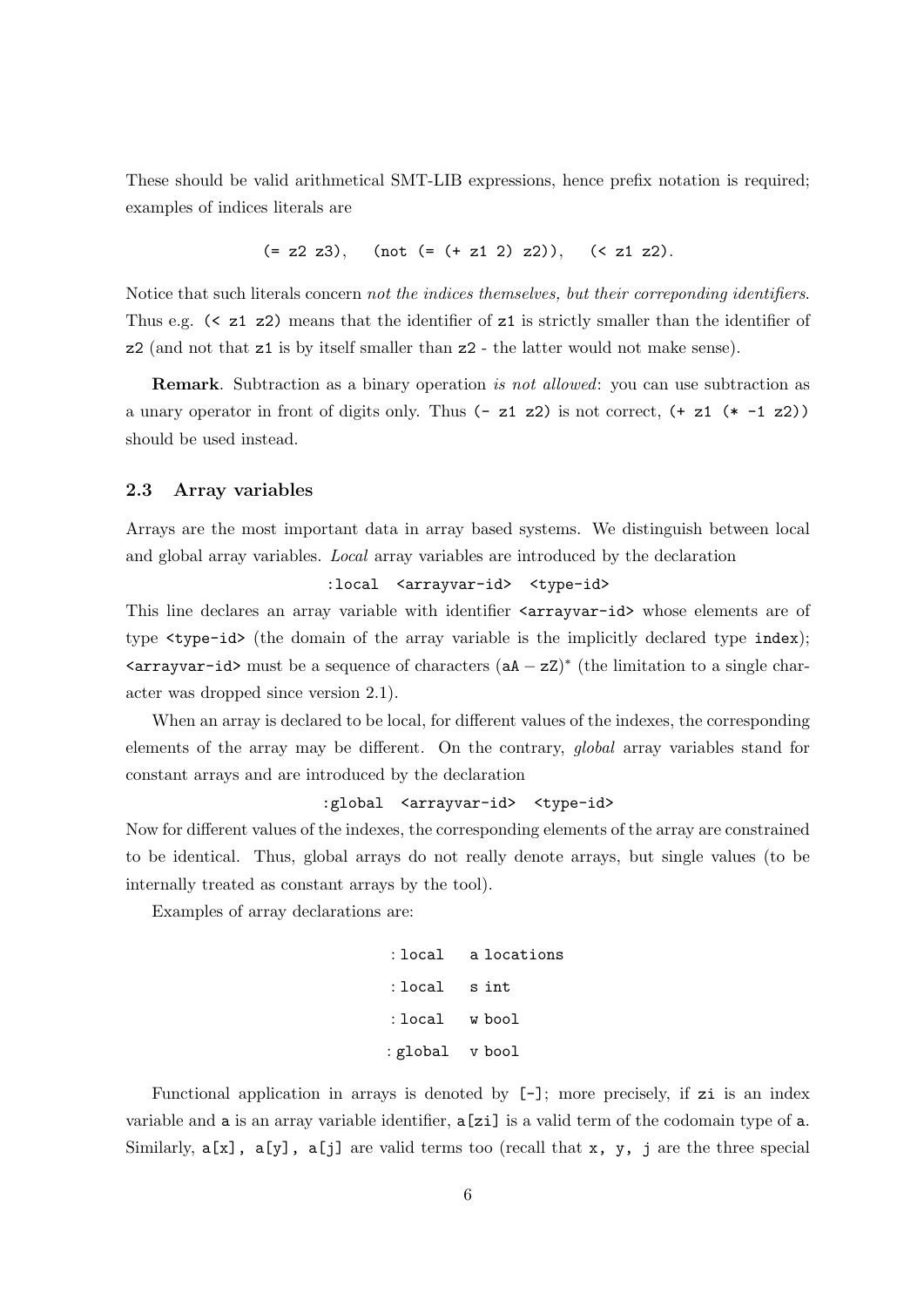These should be valid arithmetical SMT-LIB expressions, hence prefix notation is required; examples of indices literals are

`(= z2 z3)`,    `(not (= (+ z1 2) z2))`,    `(< z1 z2)`.

Notice that such literals concern *not the indices themselves, but their correponding identifiers*. Thus e.g. `(< z1 z2)` means that the identifier of `z1` is strictly smaller than the identifier of `z2` (and not that `z1` is by itself smaller than `z2` - the latter would not make sense).

**Remark**. Subtraction as a binary operation *is not allowed*: you can use subtraction as a unary operator in front of digits only. Thus `(- z1 z2)` is not correct, `(+ z1 (* -1 z2))` should be used instead.

### 2.3 Array variables

Arrays are the most important data in array based systems. We distinguish between local and global array variables. *Local* array variables are introduced by the declaration

```
:local  <arrayvar-id>  <type-id>
```

This line declares an array variable with identifier `<arrayvar-id>` whose elements are of type `<type-id>` (the domain of the array variable is the implicitly declared type `index`); `<arrayvar-id>` must be a sequence of characters $(\texttt{aA} - \texttt{zZ})^*$ (the limitation to a single character was dropped since version 2.1).

When an array is declared to be local, for different values of the indexes, the corresponding elements of the array may be different. On the contrary, *global* array variables stand for constant arrays and are introduced by the declaration

```
:global  <arrayvar-id>  <type-id>
```

Now for different values of the indexes, the corresponding elements of the array are constrained to be identical. Thus, global arrays do not really denote arrays, but single values (to be internally treated as constant arrays by the tool).

Examples of array declarations are:

```
:local   a locations
:local   s int
:local   w bool
:global  v bool
```

Functional application in arrays is denoted by `[-]`; more precisely, if `zi` is an index variable and `a` is an array variable identifier, `a[zi]` is a valid term of the codomain type of `a`. Similarly, `a[x]`, `a[y]`, `a[j]` are valid terms too (recall that `x`, `y`, `j` are the three special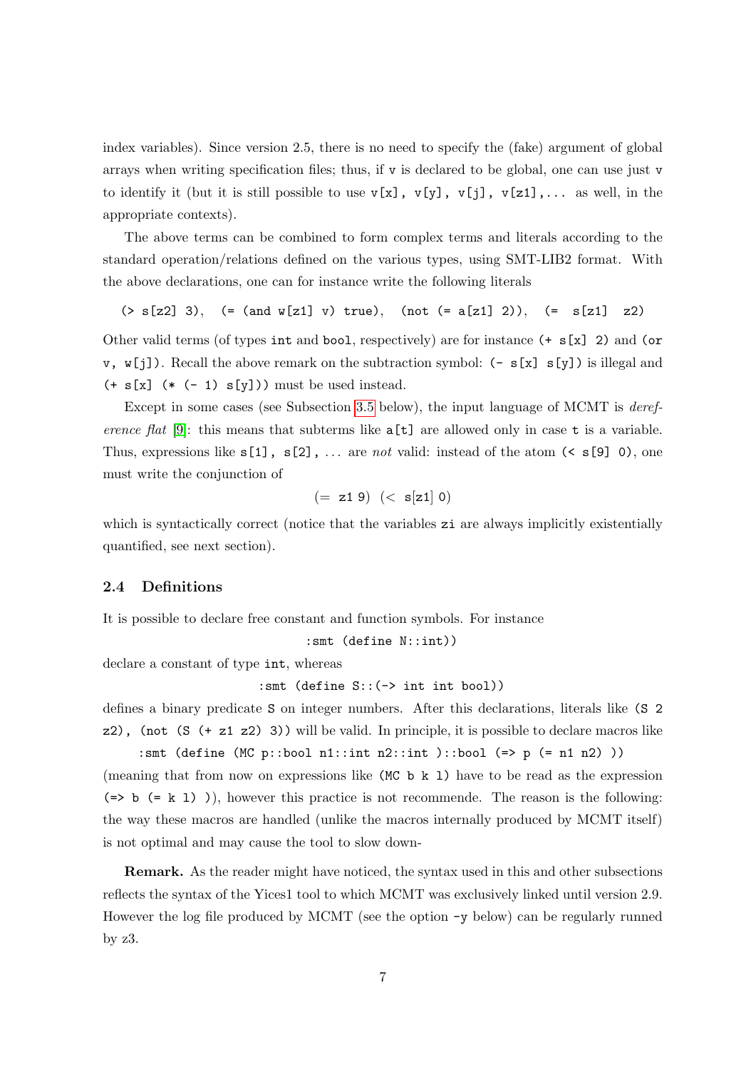index variables). Since version 2.5, there is no need to specify the (fake) argument of global arrays when writing specification files; thus, if `v` is declared to be global, one can use just `v` to identify it (but it is still possible to use `v[x]`, `v[y]`, `v[j]`, `v[z1]`,... as well, in the appropriate contexts).

The above terms can be combined to form complex terms and literals according to the standard operation/relations defined on the various types, using SMT-LIB2 format. With the above declarations, one can for instance write the following literals

```
(> s[z2] 3),  (= (and w[z1] v) true),  (not (= a[z1] 2)),  (=  s[z1]  z2)
```

Other valid terms (of types `int` and `bool`, respectively) are for instance `(+ s[x] 2)` and `(or v, w[j])`. Recall the above remark on the subtraction symbol: `(- s[x] s[y])` is illegal and `(+ s[x] (* (- 1) s[y]))` must be used instead.

Except in some cases (see Subsection 3.5 below), the input language of MCMT is *dereference flat* [9]: this means that subterms like `a[t]` are allowed only in case `t` is a variable. Thus, expressions like `s[1]`, `s[2]`, ... are *not* valid: instead of the atom `(< s[9] 0)`, one must write the conjunction of

```
(= z1 9)  (< s[z1] 0)
```

which is syntactically correct (notice that the variables `zi` are always implicitly existentially quantified, see next section).

### 2.4 Definitions

It is possible to declare free constant and function symbols. For instance

```
:smt (define N::int))
```

declare a constant of type `int`, whereas

```
:smt (define S::(-> int int bool))
```

defines a binary predicate `S` on integer numbers. After this declarations, literals like `(S 2 z2)`, `(not (S (+ z1 z2) 3))` will be valid. In principle, it is possible to declare macros like

```
:smt (define (MC p::bool n1::int n2::int )::bool (=> p (= n1 n2) ))
```

(meaning that from now on expressions like `(MC b k l)` have to be read as the expression `(=> b (= k l) )`), however this practice is not recommende. The reason is the following: the way these macros are handled (unlike the macros internally produced by MCMT itself) is not optimal and may cause the tool to slow down-

**Remark.** As the reader might have noticed, the syntax used in this and other subsections reflects the syntax of the Yices1 tool to which MCMT was exclusively linked until version 2.9. However the log file produced by MCMT (see the option `-y` below) can be regularly runned by z3.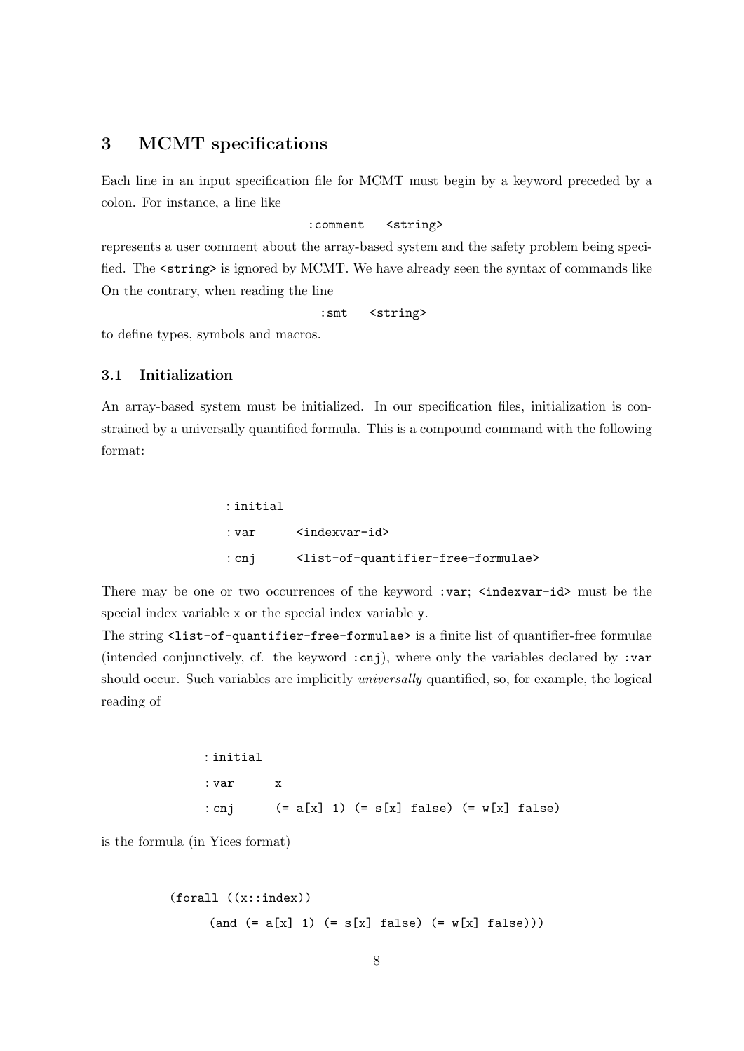## 3 MCMT specifications

Each line in an input specification file for MCMT must begin by a keyword preceded by a colon. For instance, a line like

```
:comment   <string>
```

represents a user comment about the array-based system and the safety problem being specified. The `<string>` is ignored by MCMT. We have already seen the syntax of commands like On the contrary, when reading the line

```
:smt   <string>
```

to define types, symbols and macros.

### 3.1 Initialization

An array-based system must be initialized. In our specification files, initialization is constrained by a universally quantified formula. This is a compound command with the following format:

```
:initial
:var      <indexvar-id>
:cnj      <list-of-quantifier-free-formulae>
```

There may be one or two occurrences of the keyword `:var`; `<indexvar-id>` must be the special index variable `x` or the special index variable `y`.

The string `<list-of-quantifier-free-formulae>` is a finite list of quantifier-free formulae (intended conjunctively, cf. the keyword `:cnj`), where only the variables declared by `:var` should occur. Such variables are implicitly *universally* quantified, so, for example, the logical reading of

```
:initial
:var     x
:cnj     (= a[x] 1) (= s[x] false) (= w[x] false)
```

is the formula (in Yices format)

```
(forall ((x::index))
     (and (= a[x] 1) (= s[x] false) (= w[x] false)))
```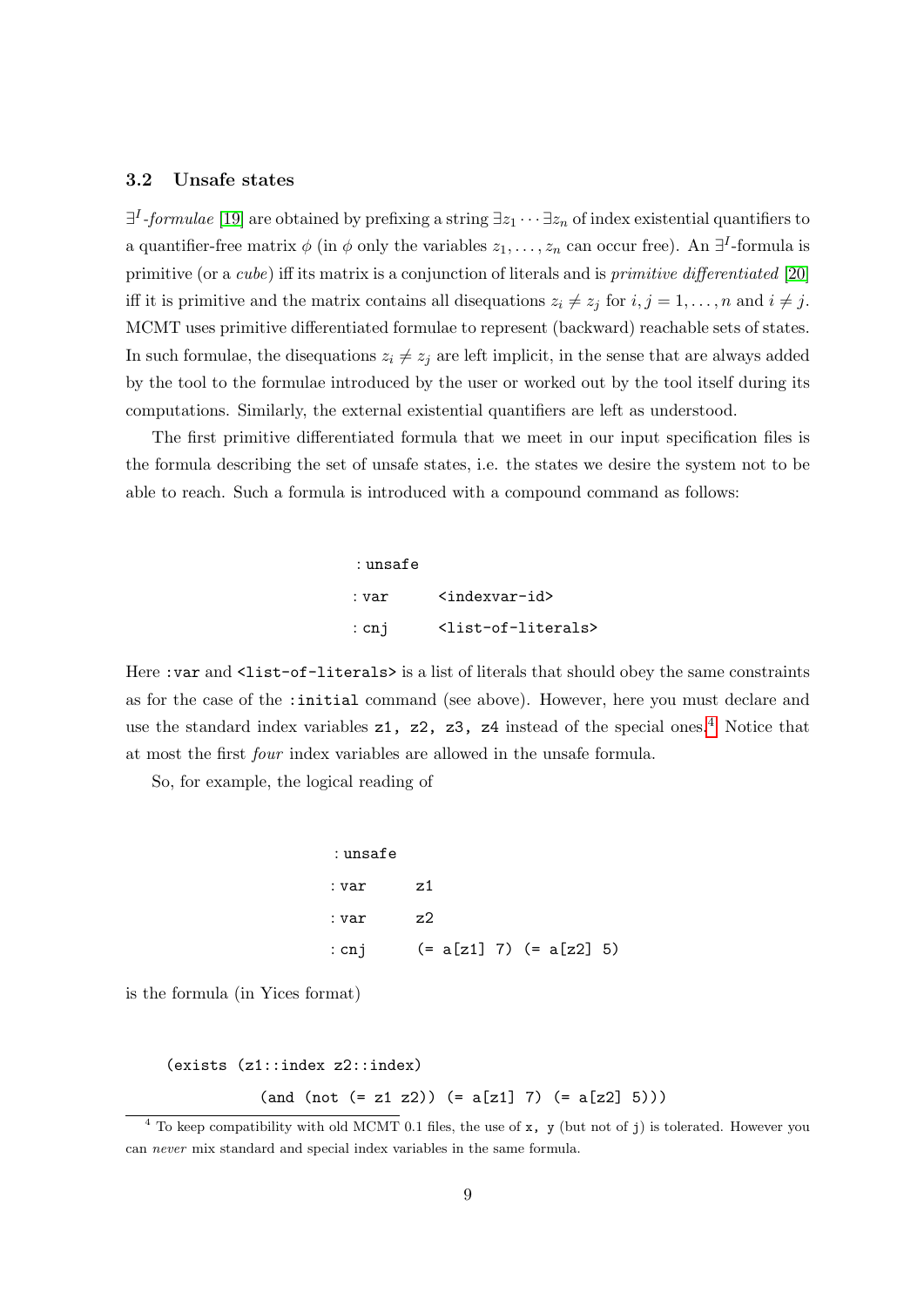### 3.2 Unsafe states

$\exists^I$-*formulae* [19] are obtained by prefixing a string $\exists z_1 \cdots \exists z_n$ of index existential quantifiers to a quantifier-free matrix $\phi$ (in $\phi$ only the variables $z_1, \dots, z_n$ can occur free). An $\exists^I$-formula is primitive (or a *cube*) iff its matrix is a conjunction of literals and is *primitive differentiated* [20] iff it is primitive and the matrix contains all disequations $z_i \neq z_j$ for $i, j = 1, \dots, n$ and $i \neq j$. MCMT uses primitive differentiated formulae to represent (backward) reachable sets of states. In such formulae, the disequations $z_i \neq z_j$ are left implicit, in the sense that are always added by the tool to the formulae introduced by the user or worked out by the tool itself during its computations. Similarly, the external existential quantifiers are left as understood.

The first primitive differentiated formula that we meet in our input specification files is the formula describing the set of unsafe states, i.e. the states we desire the system not to be able to reach. Such a formula is introduced with a compound command as follows:

```
:unsafe
:var    <indexvar-id>
:cnj    <list-of-literals>
```

Here `:var` and `<list-of-literals>` is a list of literals that should obey the same constraints as for the case of the `:initial` command (see above). However, here you must declare and use the standard index variables `z1, z2, z3, z4` instead of the special ones.[4] Notice that at most the first *four* index variables are allowed in the unsafe formula.

So, for example, the logical reading of

```
:unsafe
:var    z1
:var    z2
:cnj    (= a[z1] 7) (= a[z2] 5)
```

is the formula (in Yices format)

```
(exists (z1::index z2::index)
        (and (not (= z1 z2)) (= a[z1] 7) (= a[z2] 5)))
```

[4] To keep compatibility with old MCMT 0.1 files, the use of `x, y` (but not of `j`) is tolerated. However you can *never* mix standard and special index variables in the same formula.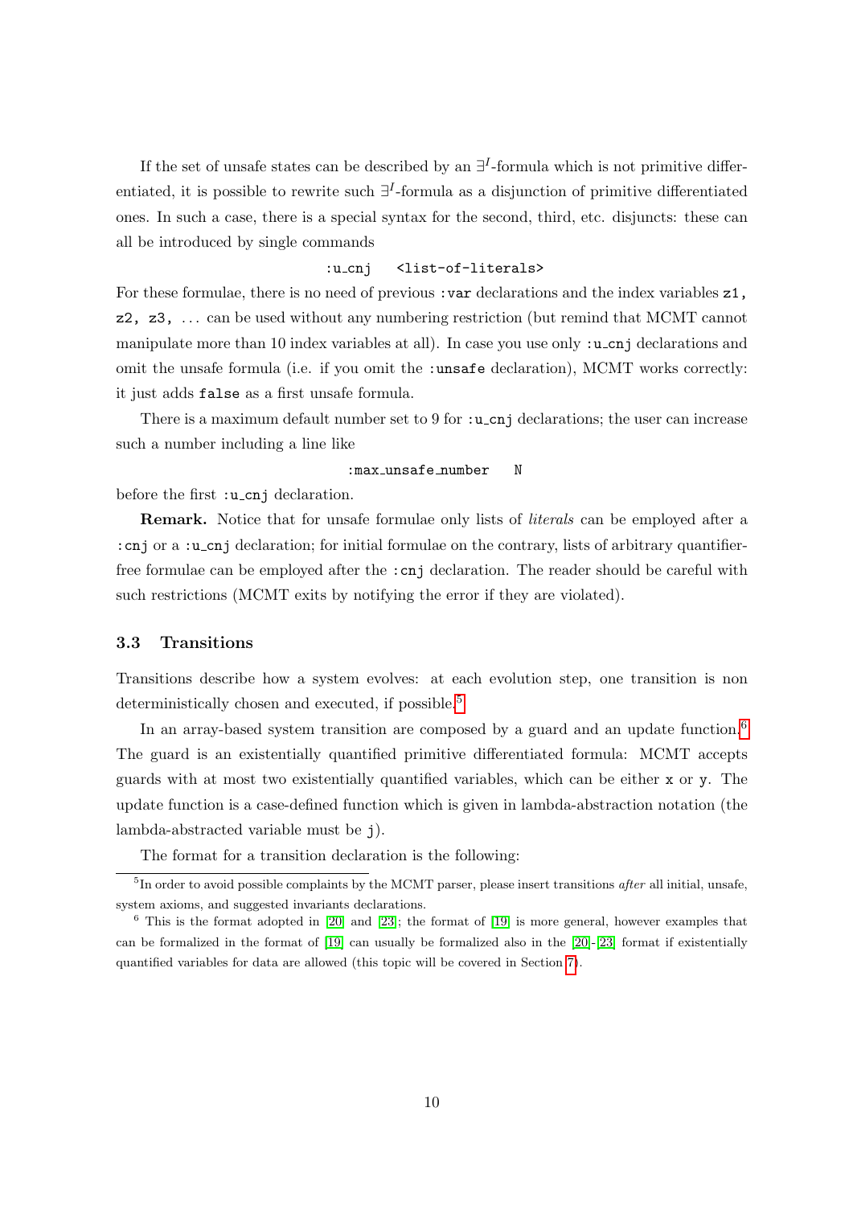If the set of unsafe states can be described by an $\exists^I$-formula which is not primitive differentiated, it is possible to rewrite such $\exists^I$-formula as a disjunction of primitive differentiated ones. In such a case, there is a special syntax for the second, third, etc. disjuncts: these can all be introduced by single commands

```
:u_cnj   <list-of-literals>
```

For these formulae, there is no need of previous `:var` declarations and the index variables `z1, z2, z3,` ... can be used without any numbering restriction (but remind that MCMT cannot manipulate more than 10 index variables at all). In case you use only `:u_cnj` declarations and omit the unsafe formula (i.e. if you omit the `:unsafe` declaration), MCMT works correctly: it just adds `false` as a first unsafe formula.

There is a maximum default number set to 9 for `:u_cnj` declarations; the user can increase such a number including a line like

```
:max_unsafe_number   N
```

before the first `:u_cnj` declaration.

**Remark.** Notice that for unsafe formulae only lists of *literals* can be employed after a `:cnj` or a `:u_cnj` declaration; for initial formulae on the contrary, lists of arbitrary quantifier-free formulae can be employed after the `:cnj` declaration. The reader should be careful with such restrictions (MCMT exits by notifying the error if they are violated).

### 3.3 Transitions

Transitions describe how a system evolves: at each evolution step, one transition is non deterministically chosen and executed, if possible.[5]

In an array-based system transition are composed by a guard and an update function.[6] The guard is an existentially quantified primitive differentiated formula: MCMT accepts guards with at most two existentially quantified variables, which can be either `x` or `y`. The update function is a case-defined function which is given in lambda-abstraction notation (the lambda-abstracted variable must be `j`).

The format for a transition declaration is the following:

---

[5] In order to avoid possible complaints by the MCMT parser, please insert transitions *after* all initial, unsafe, system axioms, and suggested invariants declarations.

[6] This is the format adopted in [20] and [23]; the format of [19] is more general, however examples that can be formalized in the format of [19] can usually be formalized also in the [20]-[23] format if existentially quantified variables for data are allowed (this topic will be covered in Section 7).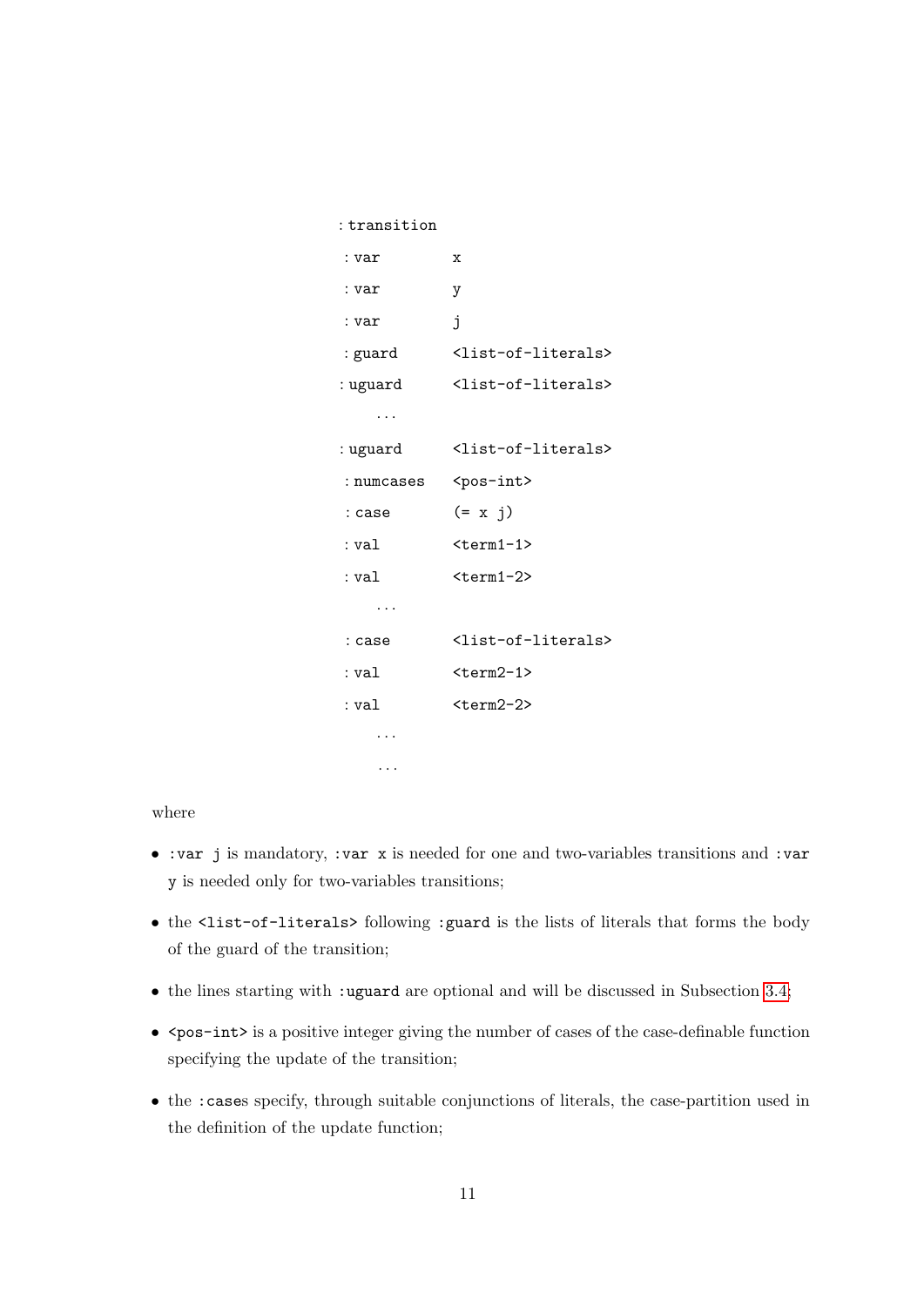```
:transition
 :var        x
 :var        y
 :var        j
 :guard      <list-of-literals>
:uguard      <list-of-literals>
    ...
:uguard      <list-of-literals>
 :numcases   <pos-int>
 :case       (= x j)
 :val        <term1-1>
 :val        <term1-2>
    ...
 :case       <list-of-literals>
 :val        <term2-1>
 :val        <term2-2>
    ...
    ...
```

where

- `:var j` is mandatory, `:var x` is needed for one and two-variables transitions and `:var y` is needed only for two-variables transitions;
- the `<list-of-literals>` following `:guard` is the lists of literals that forms the body of the guard of the transition;
- the lines starting with `:uguard` are optional and will be discussed in Subsection 3.4;
- `<pos-int>` is a positive integer giving the number of cases of the case-definable function specifying the update of the transition;
- the `:case`s specify, through suitable conjunctions of literals, the case-partition used in the definition of the update function;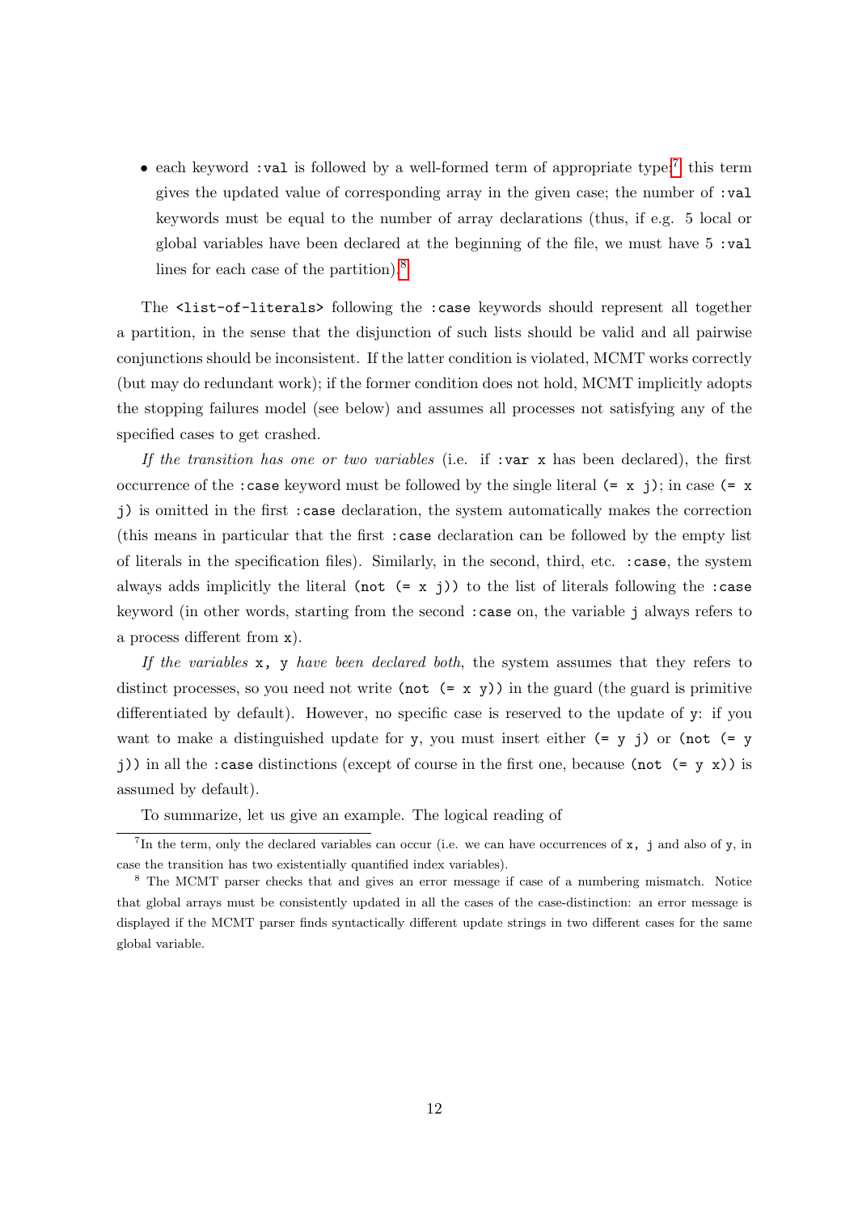- each keyword `:val` is followed by a well-formed term of appropriate type;[7] this term gives the updated value of corresponding array in the given case; the number of `:val` keywords must be equal to the number of array declarations (thus, if e.g. 5 local or global variables have been declared at the beginning of the file, we must have 5 `:val` lines for each case of the partition).[8]

The `<list-of-literals>` following the `:case` keywords should represent all together a partition, in the sense that the disjunction of such lists should be valid and all pairwise conjunctions should be inconsistent. If the latter condition is violated, MCMT works correctly (but may do redundant work); if the former condition does not hold, MCMT implicitly adopts the stopping failures model (see below) and assumes all processes not satisfying any of the specified cases to get crashed.

*If the transition has one or two variables* (i.e. if `:var x` has been declared), the first occurrence of the `:case` keyword must be followed by the single literal `(= x j)`; in case `(= x j)` is omitted in the first `:case` declaration, the system automatically makes the correction (this means in particular that the first `:case` declaration can be followed by the empty list of literals in the specification files). Similarly, in the second, third, etc. `:case`, the system always adds implicitly the literal `(not (= x j))` to the list of literals following the `:case` keyword (in other words, starting from the second `:case` on, the variable `j` always refers to a process different from `x`).

*If the variables* `x, y` *have been declared both*, the system assumes that they refers to distinct processes, so you need not write `(not (= x y))` in the guard (the guard is primitive differentiated by default). However, no specific case is reserved to the update of `y`: if you want to make a distinguished update for `y`, you must insert either `(= y j)` or `(not (= y j))` in all the `:case` distinctions (except of course in the first one, because `(not (= y x))` is assumed by default).

To summarize, let us give an example. The logical reading of

[7] In the term, only the declared variables can occur (i.e. we can have occurrences of `x, j` and also of `y`, in case the transition has two existentially quantified index variables).

[8] The MCMT parser checks that and gives an error message if case of a numbering mismatch. Notice that global arrays must be consistently updated in all the cases of the case-distinction: an error message is displayed if the MCMT parser finds syntactically different update strings in two different cases for the same global variable.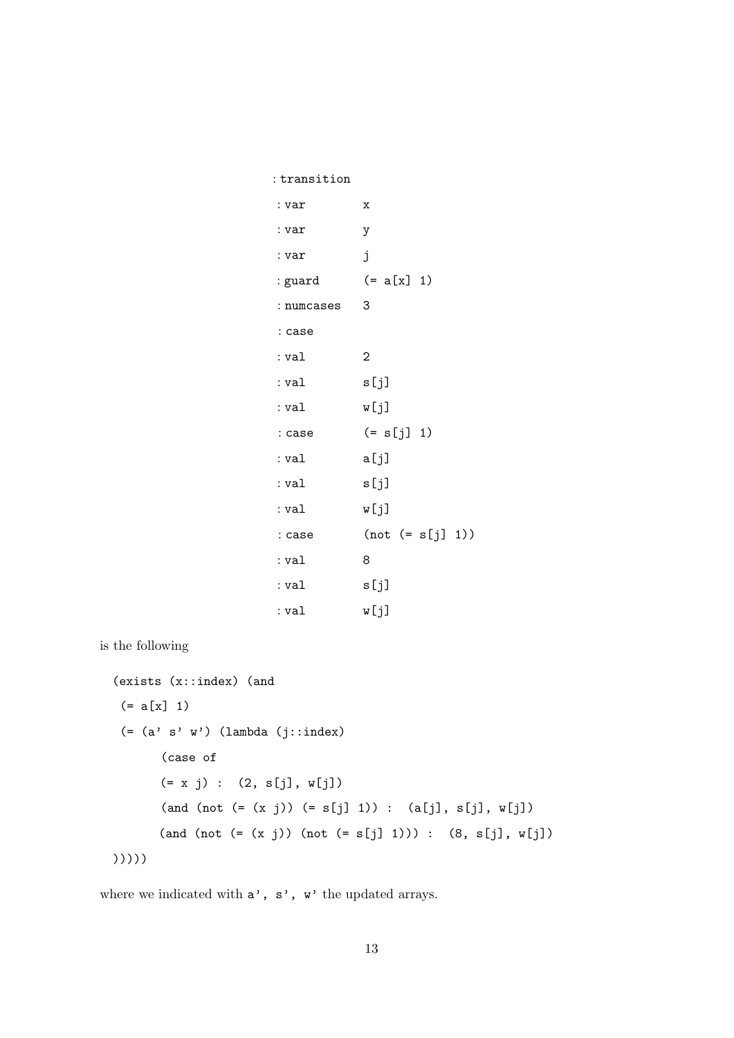```
:transition
:var        x
:var        y
:var        j
:guard      (= a[x] 1)
:numcases   3
:case
:val        2
:val        s[j]
:val        w[j]
:case       (= s[j] 1)
:val        a[j]
:val        s[j]
:val        w[j]
:case       (not (= s[j] 1))
:val        8
:val        s[j]
:val        w[j]
```

is the following

```
(exists (x::index) (and
 (= a[x] 1)
 (= (a' s' w') (lambda (j::index)
      (case of
      (= x j) :  (2, s[j], w[j])
      (and (not (= (x j)) (= s[j] 1)) :  (a[j], s[j], w[j])
      (and (not (= (x j)) (not (= s[j] 1))) :  (8, s[j], w[j])
)))))
```

where we indicated with `a'`, `s'`, `w'` the updated arrays.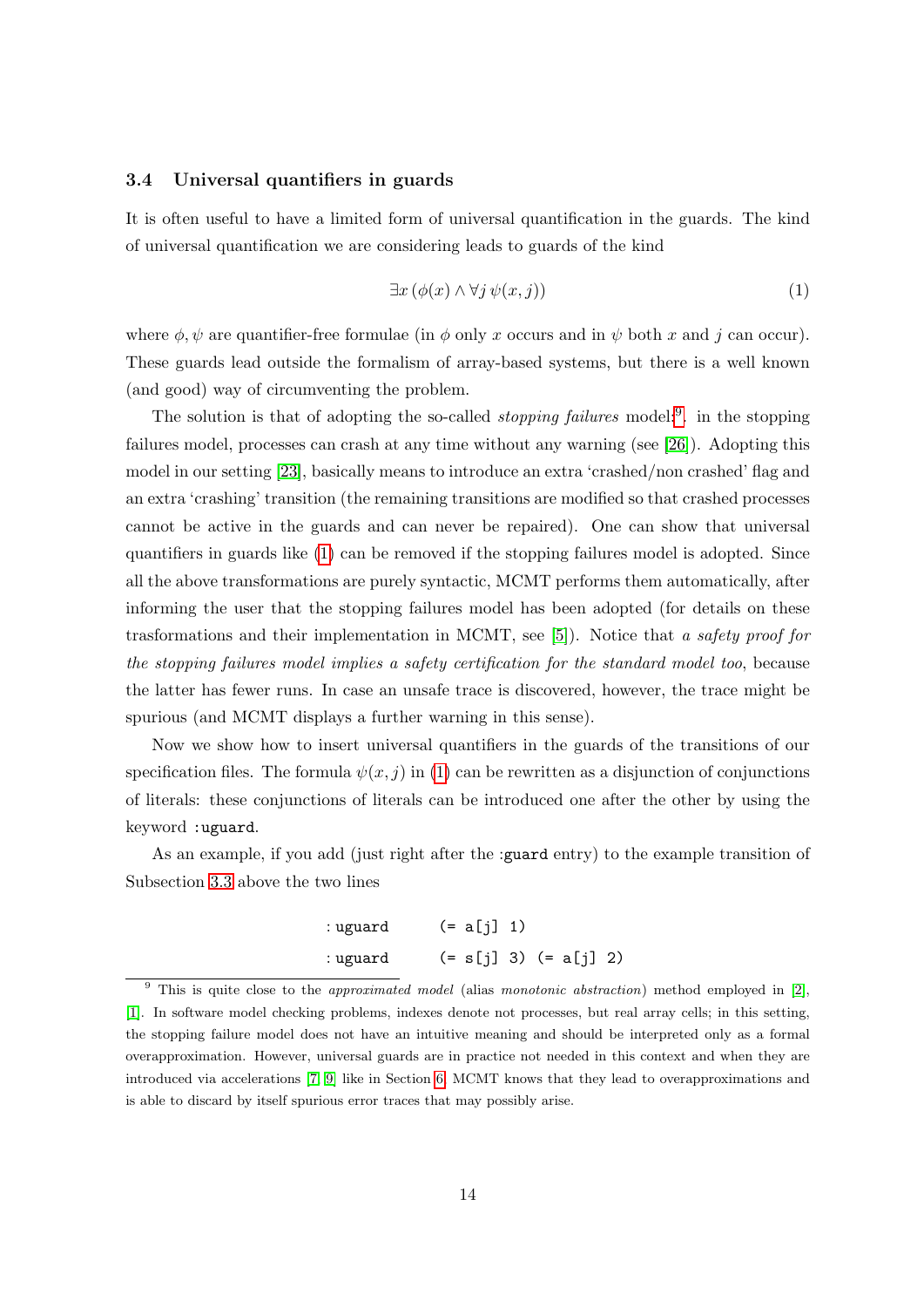### 3.4 Universal quantifiers in guards

It is often useful to have a limited form of universal quantification in the guards. The kind of universal quantification we are considering leads to guards of the kind

$$\exists x\, (\phi(x) \wedge \forall j\, \psi(x, j)) \tag{1}$$

where $\phi, \psi$ are quantifier-free formulae (in $\phi$ only $x$ occurs and in $\psi$ both $x$ and $j$ can occur). These guards lead outside the formalism of array-based systems, but there is a well known (and good) way of circumventing the problem.

The solution is that of adopting the so-called *stopping failures* model[9]: in the stopping failures model, processes can crash at any time without any warning (see [26]). Adopting this model in our setting [23], basically means to introduce an extra 'crashed/non crashed' flag and an extra 'crashing' transition (the remaining transitions are modified so that crashed processes cannot be active in the guards and can never be repaired). One can show that universal quantifiers in guards like (1) can be removed if the stopping failures model is adopted. Since all the above transformations are purely syntactic, MCMT performs them automatically, after informing the user that the stopping failures model has been adopted (for details on these trasformations and their implementation in MCMT, see [5]). Notice that *a safety proof for the stopping failures model implies a safety certification for the standard model too*, because the latter has fewer runs. In case an unsafe trace is discovered, however, the trace might be spurious (and MCMT displays a further warning in this sense).

Now we show how to insert universal quantifiers in the guards of the transitions of our specification files. The formula $\psi(x, j)$ in (1) can be rewritten as a disjunction of conjunctions of literals: these conjunctions of literals can be introduced one after the other by using the keyword `:uguard`.

As an example, if you add (just right after the `:guard` entry) to the example transition of Subsection 3.3 above the two lines

```
:uguard      (= a[j] 1)
:uguard      (= s[j] 3) (= a[j] 2)
```

[9] This is quite close to the *approximated model* (alias *monotonic abstraction*) method employed in [2], [1]. In software model checking problems, indexes denote not processes, but real array cells; in this setting, the stopping failure model does not have an intuitive meaning and should be interpreted only as a formal overapproximation. However, universal guards are in practice not needed in this context and when they are introduced via accelerations [7, 9] like in Section 6, MCMT knows that they lead to overapproximations and is able to discard by itself spurious error traces that may possibly arise.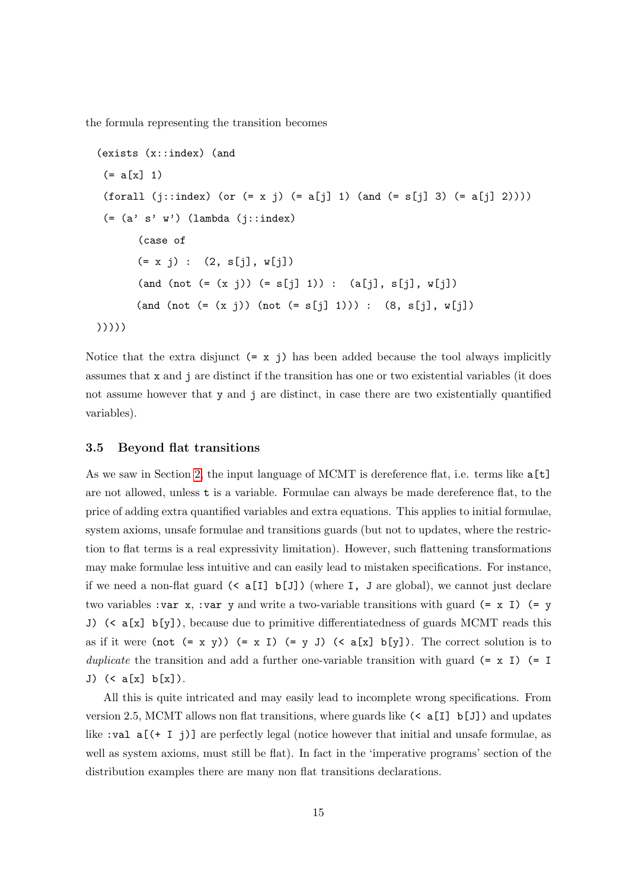the formula representing the transition becomes

```
(exists (x::index) (and
 (= a[x] 1)
 (forall (j::index) (or (= x j) (= a[j] 1) (and (= s[j] 3) (= a[j] 2))))
 (= (a' s' w') (lambda (j::index)
       (case of
       (= x j) :  (2, s[j], w[j])
       (and (not (= (x j)) (= s[j] 1)) :  (a[j], s[j], w[j])
       (and (not (= (x j)) (not (= s[j] 1))) :  (8, s[j], w[j])
)))))
```

Notice that the extra disjunct `(= x j)` has been added because the tool always implicitly assumes that `x` and `j` are distinct if the transition has one or two existential variables (it does not assume however that `y` and `j` are distinct, in case there are two existentially quantified variables).

### 3.5 Beyond flat transitions

As we saw in Section 2, the input language of MCMT is dereference flat, i.e. terms like `a[t]` are not allowed, unless `t` is a variable. Formulae can always be made dereference flat, to the price of adding extra quantified variables and extra equations. This applies to initial formulae, system axioms, unsafe formulae and transitions guards (but not to updates, where the restriction to flat terms is a real expressivity limitation). However, such flattening transformations may make formulae less intuitive and can easily lead to mistaken specifications. For instance, if we need a non-flat guard `(< a[I] b[J])` (where `I, J` are global), we cannot just declare two variables `:var x`, `:var y` and write a two-variable transitions with guard `(= x I) (= y J) (< a[x] b[y])`, because due to primitive differentiatedness of guards MCMT reads this as if it were `(not (= x y)) (= x I) (= y J) (< a[x] b[y])`. The correct solution is to *duplicate* the transition and add a further one-variable transition with guard `(= x I) (= I J) (< a[x] b[x])`.

All this is quite intricated and may easily lead to incomplete wrong specifications. From version 2.5, MCMT allows non flat transitions, where guards like `(< a[I] b[J])` and updates like `:val a[(+ I j)]` are perfectly legal (notice however that initial and unsafe formulae, as well as system axioms, must still be flat). In fact in the 'imperative programs' section of the distribution examples there are many non flat transitions declarations.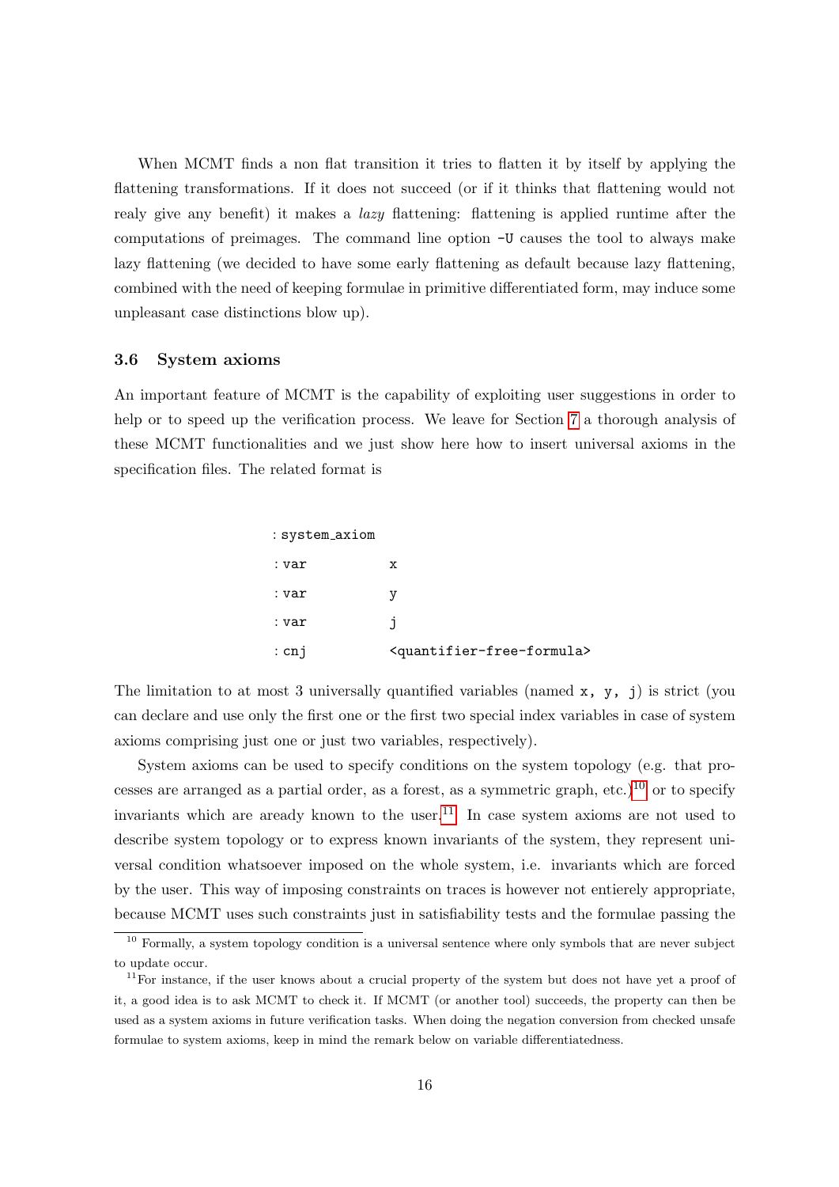When MCMT finds a non flat transition it tries to flatten it by itself by applying the flattening transformations. If it does not succeed (or if it thinks that flattening would not realy give any benefit) it makes a *lazy* flattening: flattening is applied runtime after the computations of preimages. The command line option `-U` causes the tool to always make lazy flattening (we decided to have some early flattening as default because lazy flattening, combined with the need of keeping formulae in primitive differentiated form, may induce some unpleasant case distinctions blow up).

### 3.6 System axioms

An important feature of MCMT is the capability of exploiting user suggestions in order to help or to speed up the verification process. We leave for Section 7 a thorough analysis of these MCMT functionalities and we just show here how to insert universal axioms in the specification files. The related format is

```
:system_axiom
:var        x
:var        y
:var        j
:cnj        <quantifier-free-formula>
```

The limitation to at most 3 universally quantified variables (named `x, y, j`) is strict (you can declare and use only the first one or the first two special index variables in case of system axioms comprising just one or just two variables, respectively).

System axioms can be used to specify conditions on the system topology (e.g. that processes are arranged as a partial order, as a forest, as a symmetric graph, etc.)[10] or to specify invariants which are aready known to the user.[11] In case system axioms are not used to describe system topology or to express known invariants of the system, they represent universal condition whatsoever imposed on the whole system, i.e. invariants which are forced by the user. This way of imposing constraints on traces is however not entierely appropriate, because MCMT uses such constraints just in satisfiability tests and the formulae passing the

---

[10] Formally, a system topology condition is a universal sentence where only symbols that are never subject to update occur.

[11] For instance, if the user knows about a crucial property of the system but does not have yet a proof of it, a good idea is to ask MCMT to check it. If MCMT (or another tool) succeeds, the property can then be used as a system axioms in future verification tasks. When doing the negation conversion from checked unsafe formulae to system axioms, keep in mind the remark below on variable differentiatedness.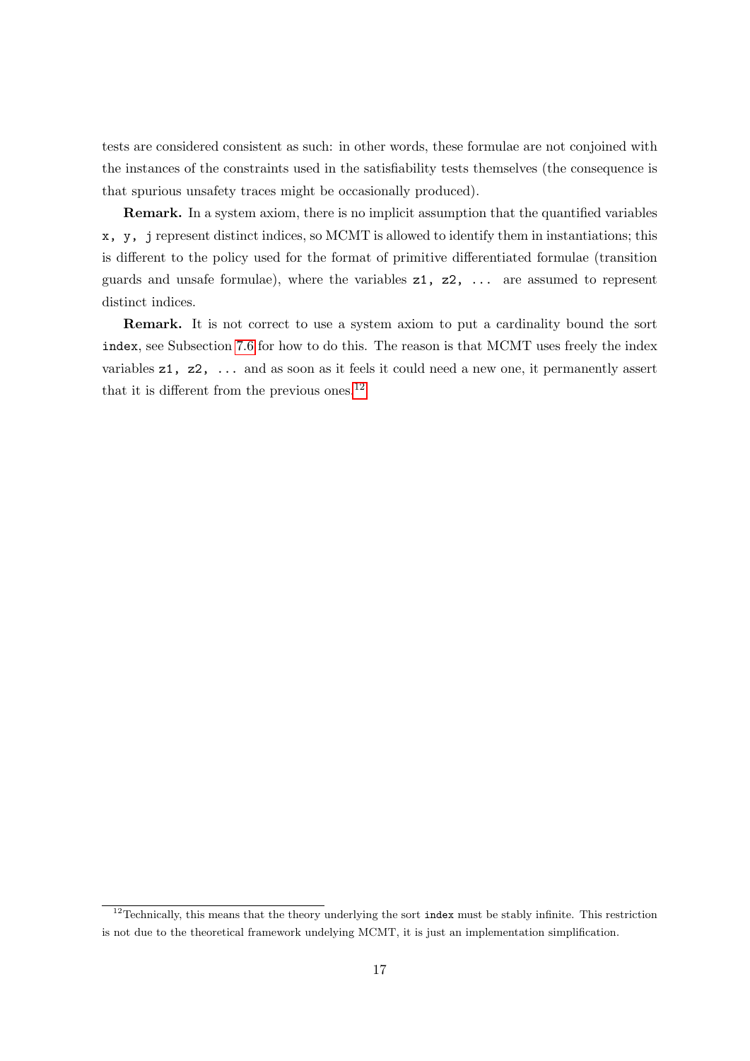tests are considered consistent as such: in other words, these formulae are not conjoined with the instances of the constraints used in the satisfiability tests themselves (the consequence is that spurious unsafety traces might be occasionally produced).

**Remark.** In a system axiom, there is no implicit assumption that the quantified variables `x, y, j` represent distinct indices, so MCMT is allowed to identify them in instantiations; this is different to the policy used for the format of primitive differentiated formulae (transition guards and unsafe formulae), where the variables `z1, z2, ...` are assumed to represent distinct indices.

**Remark.** It is not correct to use a system axiom to put a cardinality bound the sort `index`, see Subsection 7.6 for how to do this. The reason is that MCMT uses freely the index variables `z1, z2, ...` and as soon as it feels it could need a new one, it permanently assert that it is different from the previous ones.[12]

[12] Technically, this means that the theory underlying the sort `index` must be stably infinite. This restriction is not due to the theoretical framework undelying MCMT, it is just an implementation simplification.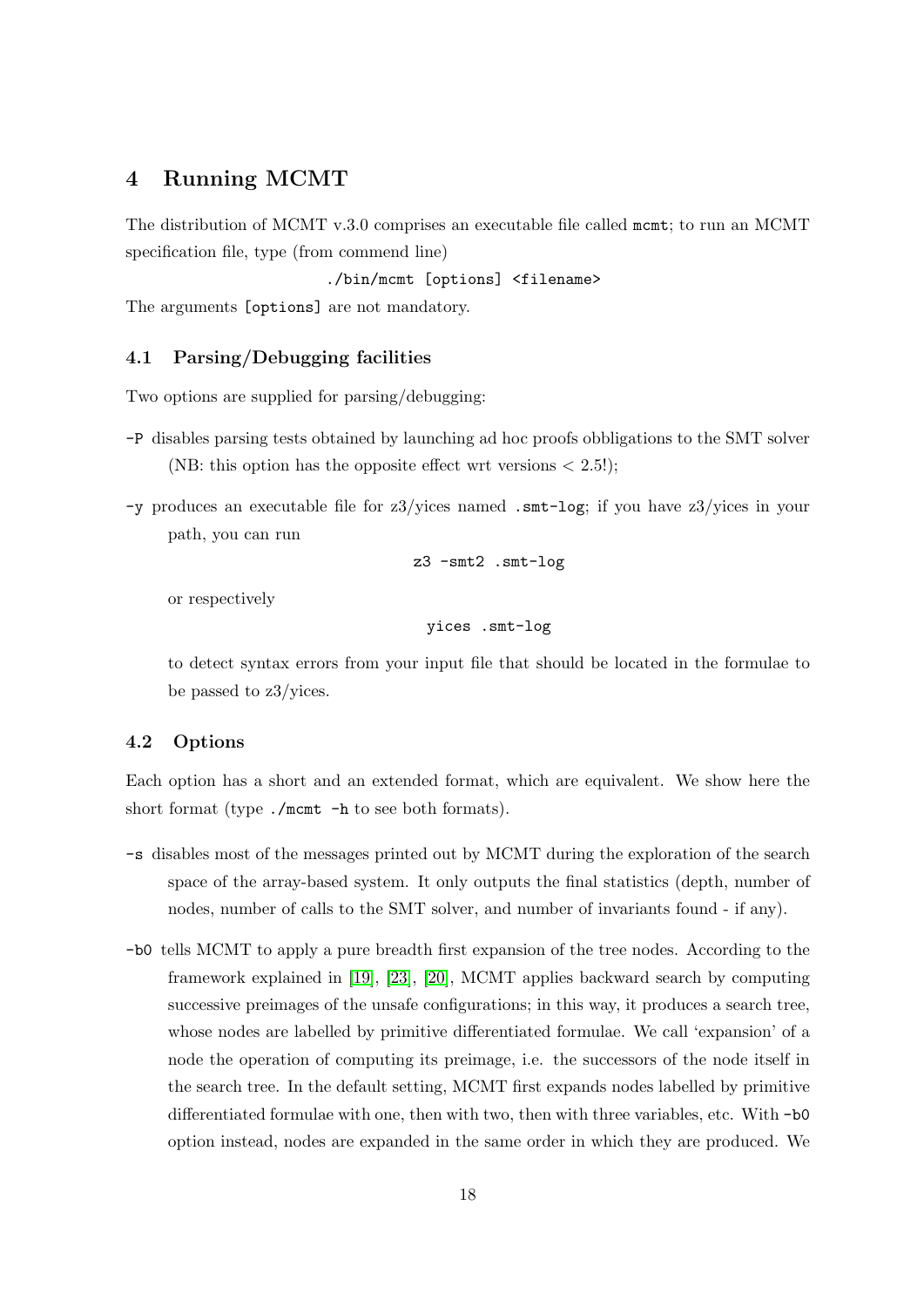## 4 Running MCMT

The distribution of MCMT v.3.0 comprises an executable file called `mcmt`; to run an MCMT specification file, type (from commend line)

```
./bin/mcmt [options] <filename>
```

The arguments `[options]` are not mandatory.

### 4.1 Parsing/Debugging facilities

Two options are supplied for parsing/debugging:

- `-P` disables parsing tests obtained by launching ad hoc proofs obbligations to the SMT solver (NB: this option has the opposite effect wrt versions < 2.5!);
- `-y` produces an executable file for z3/yices named `.smt-log`; if you have z3/yices in your path, you can run

  ```
  z3 -smt2 .smt-log
  ```

  or respectively

  ```
  yices .smt-log
  ```

  to detect syntax errors from your input file that should be located in the formulae to be passed to z3/yices.

### 4.2 Options

Each option has a short and an extended format, which are equivalent. We show here the short format (type `./mcmt -h` to see both formats).

- `-s` disables most of the messages printed out by MCMT during the exploration of the search space of the array-based system. It only outputs the final statistics (depth, number of nodes, number of calls to the SMT solver, and number of invariants found - if any).
- `-b0` tells MCMT to apply a pure breadth first expansion of the tree nodes. According to the framework explained in [19], [23], [20], MCMT applies backward search by computing successive preimages of the unsafe configurations; in this way, it produces a search tree, whose nodes are labelled by primitive differentiated formulae. We call 'expansion' of a node the operation of computing its preimage, i.e. the successors of the node itself in the search tree. In the default setting, MCMT first expands nodes labelled by primitive differentiated formulae with one, then with two, then with three variables, etc. With `-b0` option instead, nodes are expanded in the same order in which they are produced. We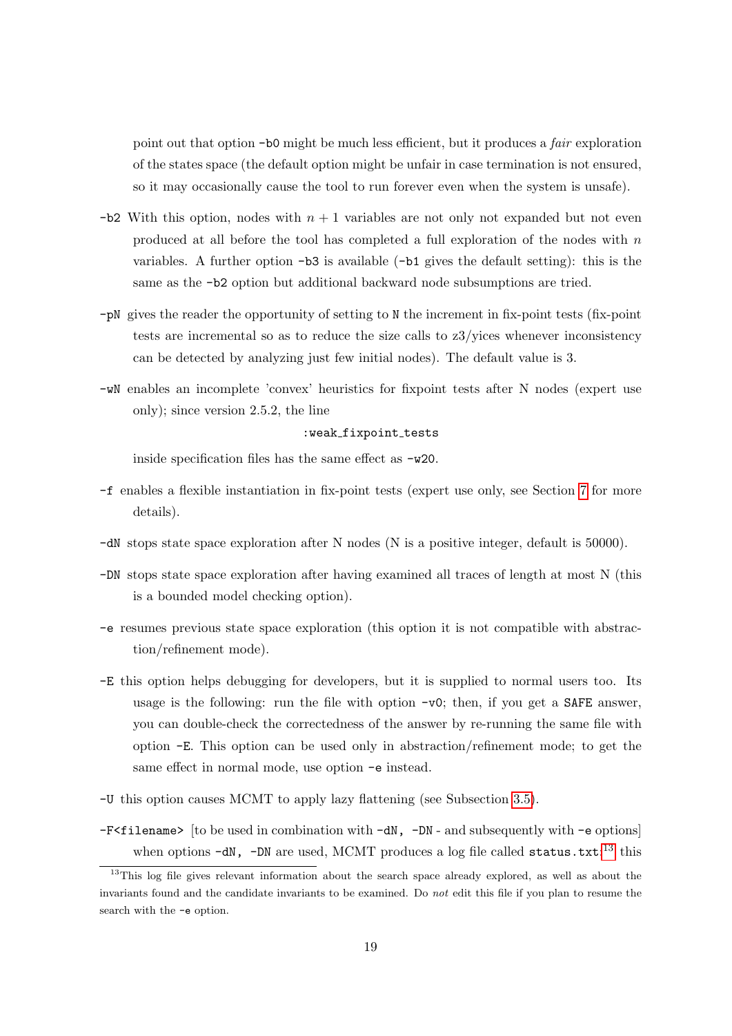point out that option `-b0` might be much less efficient, but it produces a *fair* exploration of the states space (the default option might be unfair in case termination is not ensured, so it may occasionally cause the tool to run forever even when the system is unsafe).

- `-b2` With this option, nodes with $n + 1$ variables are not only not expanded but not even produced at all before the tool has completed a full exploration of the nodes with $n$ variables. A further option `-b3` is available (`-b1` gives the default setting): this is the same as the `-b2` option but additional backward node subsumptions are tried.

- `-pN` gives the reader the opportunity of setting to `N` the increment in fix-point tests (fix-point tests are incremental so as to reduce the size calls to z3/yices whenever inconsistency can be detected by analyzing just few initial nodes). The default value is 3.

- `-wN` enables an incomplete 'convex' heuristics for fixpoint tests after N nodes (expert use only); since version 2.5.2, the line

  `:weak_fixpoint_tests`

  inside specification files has the same effect as `-w20`.

- `-f` enables a flexible instantiation in fix-point tests (expert use only, see Section 7 for more details).

- `-dN` stops state space exploration after N nodes (N is a positive integer, default is 50000).

- `-DN` stops state space exploration after having examined all traces of length at most N (this is a bounded model checking option).

- `-e` resumes previous state space exploration (this option it is not compatible with abstraction/refinement mode).

- `-E` this option helps debugging for developers, but it is supplied to normal users too. Its usage is the following: run the file with option `-v0`; then, if you get a `SAFE` answer, you can double-check the correctedness of the answer by re-running the same file with option `-E`. This option can be used only in abstraction/refinement mode; to get the same effect in normal mode, use option `-e` instead.

- `-U` this option causes MCMT to apply lazy flattening (see Subsection 3.5).

- `-F<filename>` [to be used in combination with `-dN, -DN` - and subsequently with `-e` options] when options `-dN, -DN` are used, MCMT produces a log file called `status.txt`;[13] this

[13] This log file gives relevant information about the search space already explored, as well as about the invariants found and the candidate invariants to be examined. Do *not* edit this file if you plan to resume the search with the `-e` option.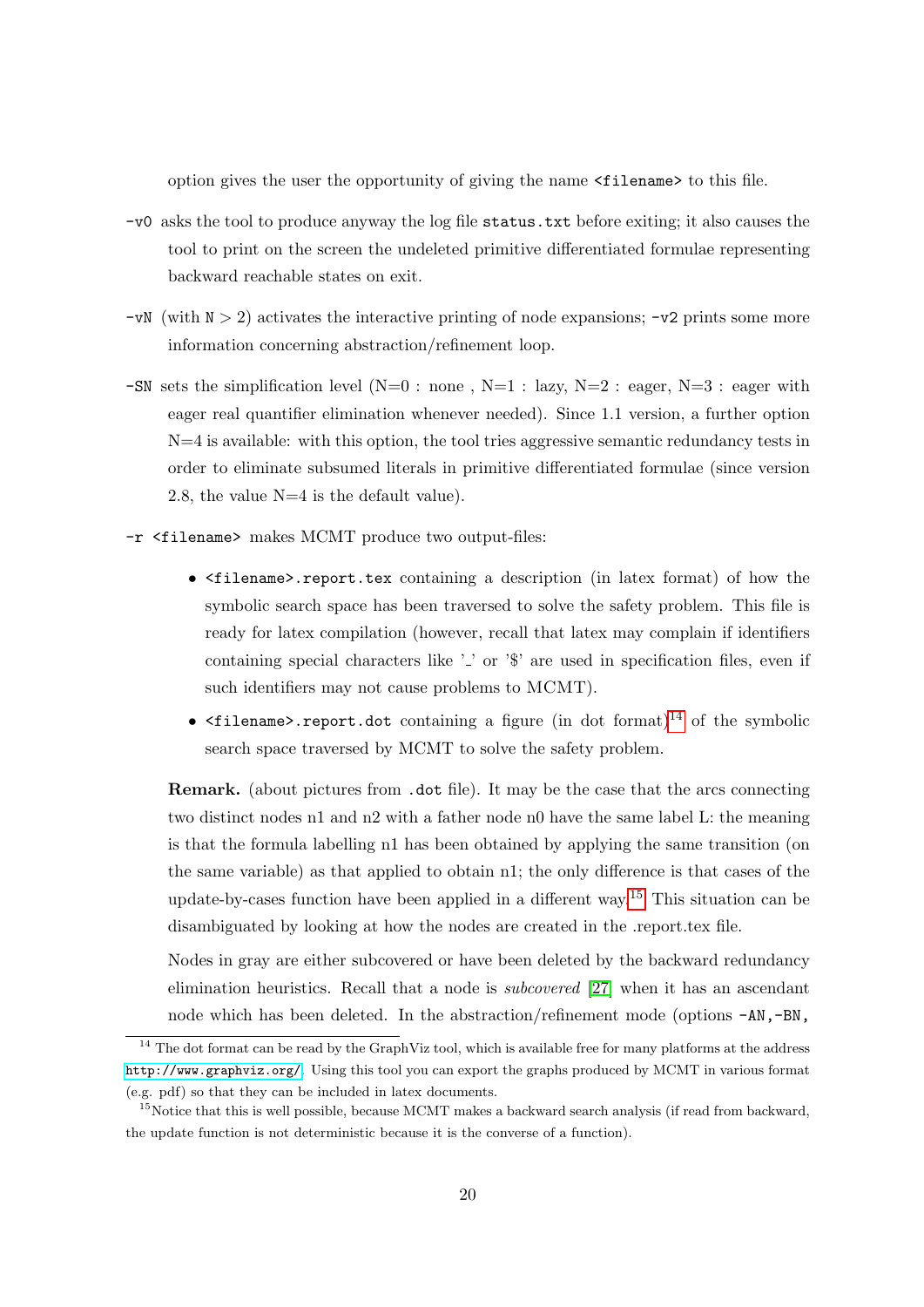option gives the user the opportunity of giving the name `<filename>` to this file.

`-v0` asks the tool to produce anyway the log file `status.txt` before exiting; it also causes the tool to print on the screen the undeleted primitive differentiated formulae representing backward reachable states on exit.

`-vN` (with $\mathtt{N} > 2$) activates the interactive printing of node expansions; `-v2` prints some more information concerning abstraction/refinement loop.

`-SN` sets the simplification level (N=0 : none , N=1 : lazy, N=2 : eager, N=3 : eager with eager real quantifier elimination whenever needed). Since 1.1 version, a further option N=4 is available: with this option, the tool tries aggressive semantic redundancy tests in order to eliminate subsumed literals in primitive differentiated formulae (since version 2.8, the value N=4 is the default value).

`-r <filename>` makes MCMT produce two output-files:

- `<filename>.report.tex` containing a description (in latex format) of how the symbolic search space has been traversed to solve the safety problem. This file is ready for latex compilation (however, recall that latex may complain if identifiers containing special characters like '_' or '$' are used in specification files, even if such identifiers may not cause problems to MCMT).
- `<filename>.report.dot` containing a figure (in dot format)[14] of the symbolic search space traversed by MCMT to solve the safety problem.

**Remark.** (about pictures from `.dot` file). It may be the case that the arcs connecting two distinct nodes n1 and n2 with a father node n0 have the same label L: the meaning is that the formula labelling n1 has been obtained by applying the same transition (on the same variable) as that applied to obtain n1; the only difference is that cases of the update-by-cases function have been applied in a different way.[15] This situation can be disambiguated by looking at how the nodes are created in the .report.tex file.

Nodes in gray are either subcovered or have been deleted by the backward redundancy elimination heuristics. Recall that a node is *subcovered* [27] when it has an ascendant node which has been deleted. In the abstraction/refinement mode (options `-AN,-BN,`

---

[14] The dot format can be read by the GraphViz tool, which is available free for many platforms at the address http://www.graphviz.org/. Using this tool you can export the graphs produced by MCMT in various format (e.g. pdf) so that they can be included in latex documents.

[15] Notice that this is well possible, because MCMT makes a backward search analysis (if read from backward, the update function is not deterministic because it is the converse of a function).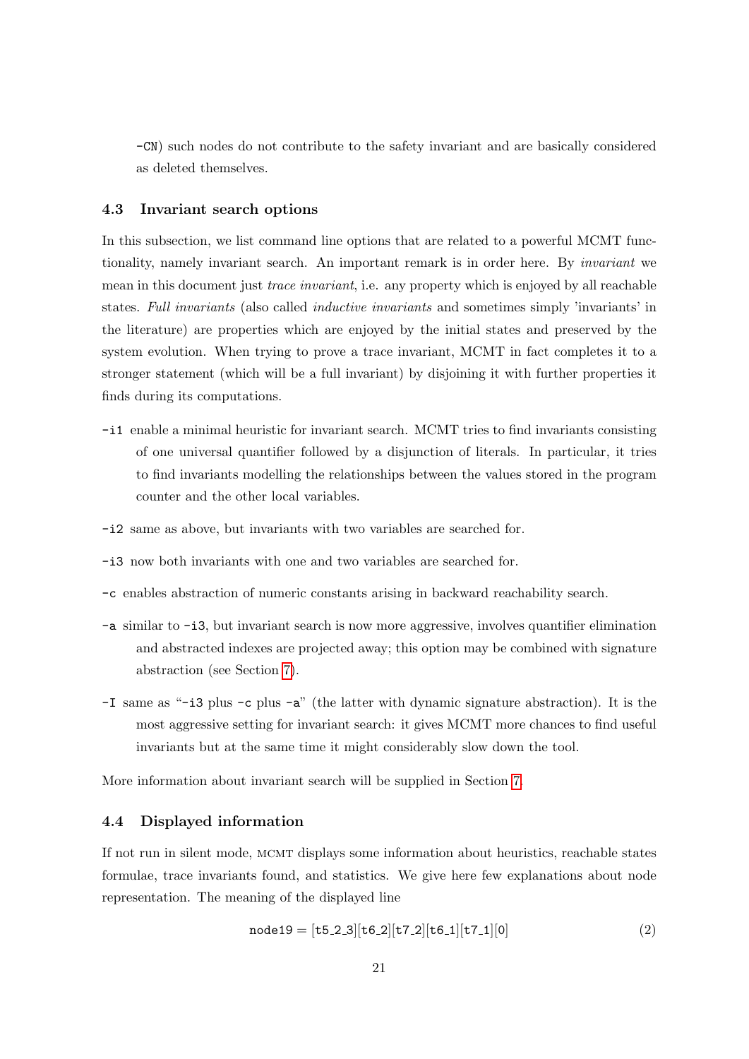-CN) such nodes do not contribute to the safety invariant and are basically considered as deleted themselves.

### 4.3 Invariant search options

In this subsection, we list command line options that are related to a powerful MCMT functionality, namely invariant search. An important remark is in order here. By *invariant* we mean in this document just *trace invariant*, i.e. any property which is enjoyed by all reachable states. *Full invariants* (also called *inductive invariants* and sometimes simply 'invariants' in the literature) are properties which are enjoyed by the initial states and preserved by the system evolution. When trying to prove a trace invariant, MCMT in fact completes it to a stronger statement (which will be a full invariant) by disjoining it with further properties it finds during its computations.

- `-i1` enable a minimal heuristic for invariant search. MCMT tries to find invariants consisting of one universal quantifier followed by a disjunction of literals. In particular, it tries to find invariants modelling the relationships between the values stored in the program counter and the other local variables.
- `-i2` same as above, but invariants with two variables are searched for.
- `-i3` now both invariants with one and two variables are searched for.
- `-c` enables abstraction of numeric constants arising in backward reachability search.
- `-a` similar to `-i3`, but invariant search is now more aggressive, involves quantifier elimination and abstracted indexes are projected away; this option may be combined with signature abstraction (see Section 7).
- `-I` same as "`-i3` plus `-c` plus `-a`" (the latter with dynamic signature abstraction). It is the most aggressive setting for invariant search: it gives MCMT more chances to find useful invariants but at the same time it might considerably slow down the tool.

More information about invariant search will be supplied in Section 7.

### 4.4 Displayed information

If not run in silent mode, MCMT displays some information about heuristics, reachable states formulae, trace invariants found, and statistics. We give here few explanations about node representation. The meaning of the displayed line

$$\texttt{node19} = [\texttt{t5\_2\_3}][\texttt{t6\_2}][\texttt{t7\_2}][\texttt{t6\_1}][\texttt{t7\_1}][0] \tag{2}$$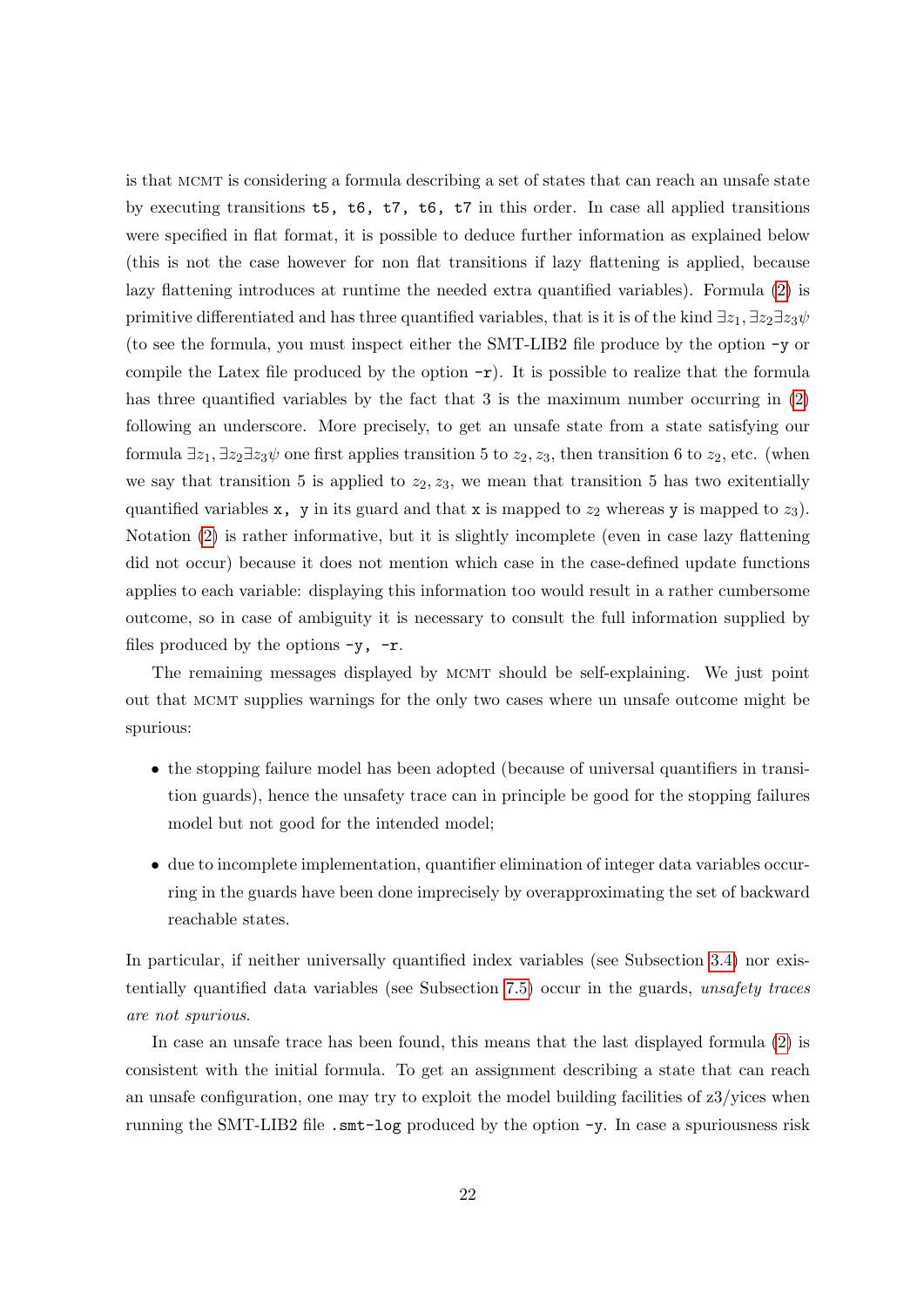is that MCMT is considering a formula describing a set of states that can reach an unsafe state by executing transitions `t5, t6, t7, t6, t7` in this order. In case all applied transitions were specified in flat format, it is possible to deduce further information as explained below (this is not the case however for non flat transitions if lazy flattening is applied, because lazy flattening introduces at runtime the needed extra quantified variables). Formula (2) is primitive differentiated and has three quantified variables, that is it is of the kind $\exists z_1, \exists z_2 \exists z_3 \psi$ (to see the formula, you must inspect either the SMT-LIB2 file produce by the option `-y` or compile the Latex file produced by the option `-r`). It is possible to realize that the formula has three quantified variables by the fact that 3 is the maximum number occurring in (2) following an underscore. More precisely, to get an unsafe state from a state satisfying our formula $\exists z_1, \exists z_2 \exists z_3 \psi$ one first applies transition 5 to $z_2, z_3$, then transition 6 to $z_2$, etc. (when we say that transition 5 is applied to $z_2, z_3$, we mean that transition 5 has two exitentially quantified variables `x, y` in its guard and that `x` is mapped to $z_2$ whereas `y` is mapped to $z_3$). Notation (2) is rather informative, but it is slightly incomplete (even in case lazy flattening did not occur) because it does not mention which case in the case-defined update functions applies to each variable: displaying this information too would result in a rather cumbersome outcome, so in case of ambiguity it is necessary to consult the full information supplied by files produced by the options `-y, -r`.

The remaining messages displayed by MCMT should be self-explaining. We just point out that MCMT supplies warnings for the only two cases where un unsafe outcome might be spurious:

- the stopping failure model has been adopted (because of universal quantifiers in transition guards), hence the unsafety trace can in principle be good for the stopping failures model but not good for the intended model;
- due to incomplete implementation, quantifier elimination of integer data variables occurring in the guards have been done imprecisely by overapproximating the set of backward reachable states.

In particular, if neither universally quantified index variables (see Subsection 3.4) nor existentially quantified data variables (see Subsection 7.5) occur in the guards, *unsafety traces are not spurious*.

In case an unsafe trace has been found, this means that the last displayed formula (2) is consistent with the initial formula. To get an assignment describing a state that can reach an unsafe configuration, one may try to exploit the model building facilities of z3/yices when running the SMT-LIB2 file `.smt-log` produced by the option `-y`. In case a spuriousness risk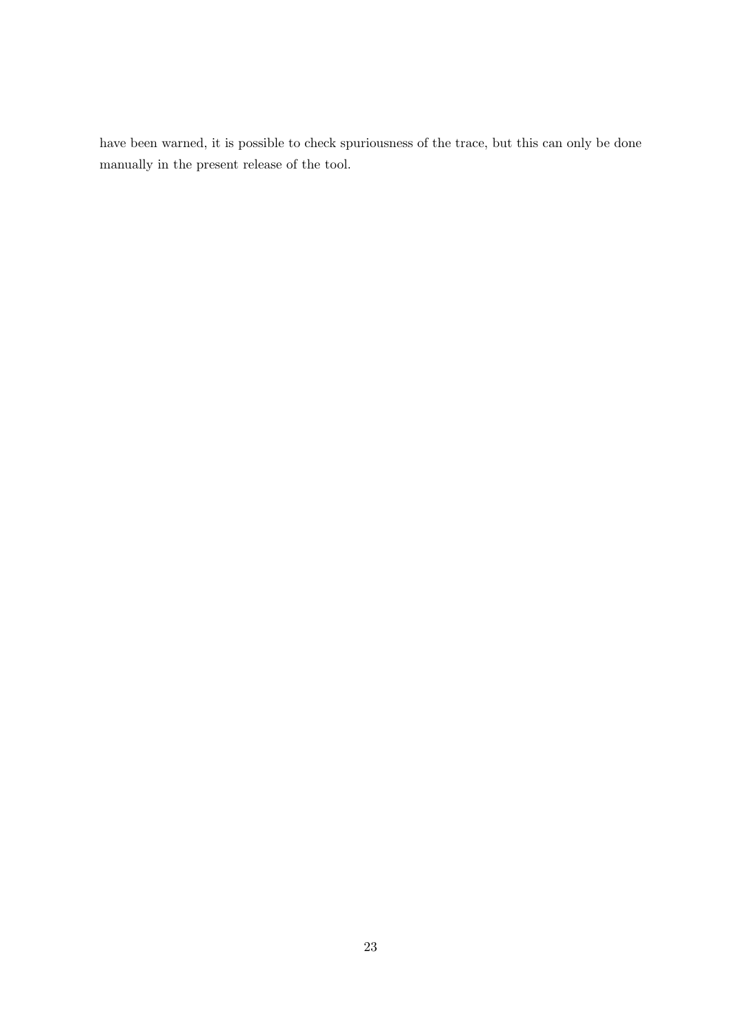have been warned, it is possible to check spuriousness of the trace, but this can only be done manually in the present release of the tool.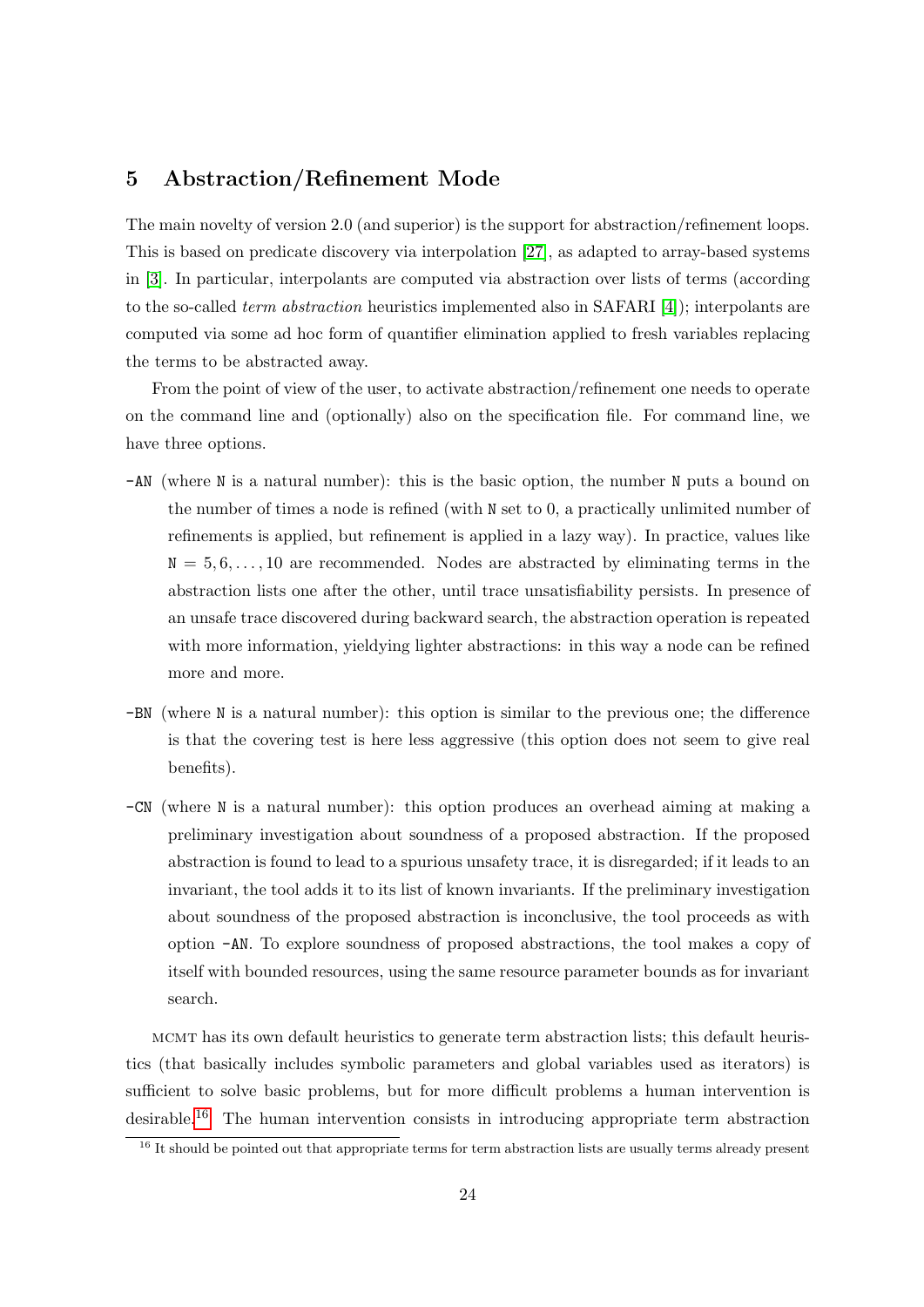## 5 Abstraction/Refinement Mode

The main novelty of version 2.0 (and superior) is the support for abstraction/refinement loops. This is based on predicate discovery via interpolation [27], as adapted to array-based systems in [3]. In particular, interpolants are computed via abstraction over lists of terms (according to the so-called *term abstraction* heuristics implemented also in SAFARI [4]); interpolants are computed via some ad hoc form of quantifier elimination applied to fresh variables replacing the terms to be abstracted away.

From the point of view of the user, to activate abstraction/refinement one needs to operate on the command line and (optionally) also on the specification file. For command line, we have three options.

- `-AN` (where `N` is a natural number): this is the basic option, the number `N` puts a bound on the number of times a node is refined (with `N` set to 0, a practically unlimited number of refinements is applied, but refinement is applied in a lazy way). In practice, values like $\texttt{N} = 5, 6, \ldots, 10$ are recommended. Nodes are abstracted by eliminating terms in the abstraction lists one after the other, until trace unsatisfiability persists. In presence of an unsafe trace discovered during backward search, the abstraction operation is repeated with more information, yieldying lighter abstractions: in this way a node can be refined more and more.
- `-BN` (where `N` is a natural number): this option is similar to the previous one; the difference is that the covering test is here less aggressive (this option does not seem to give real benefits).
- `-CN` (where `N` is a natural number): this option produces an overhead aiming at making a preliminary investigation about soundness of a proposed abstraction. If the proposed abstraction is found to lead to a spurious unsafety trace, it is disregarded; if it leads to an invariant, the tool adds it to its list of known invariants. If the preliminary investigation about soundness of the proposed abstraction is inconclusive, the tool proceeds as with option `-AN`. To explore soundness of proposed abstractions, the tool makes a copy of itself with bounded resources, using the same resource parameter bounds as for invariant search.

MCMT has its own default heuristics to generate term abstraction lists; this default heuristics (that basically includes symbolic parameters and global variables used as iterators) is sufficient to solve basic problems, but for more difficult problems a human intervention is desirable.[16] The human intervention consists in introducing appropriate term abstraction

[16] It should be pointed out that appropriate terms for term abstraction lists are usually terms already present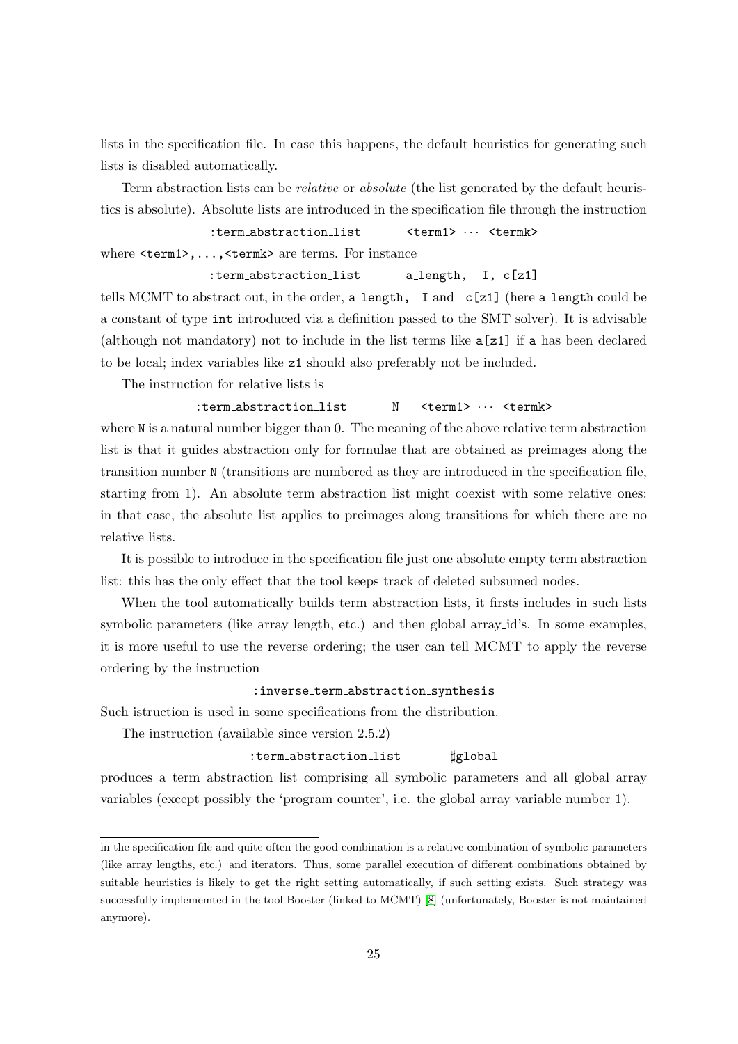lists in the specification file. In case this happens, the default heuristics for generating such lists is disabled automatically.

Term abstraction lists can be *relative* or *absolute* (the list generated by the default heuristics is absolute). Absolute lists are introduced in the specification file through the instruction

```
:term_abstraction_list     <term1> ··· <termk>
```

where `<term1>,...,<termk>` are terms. For instance

```
:term_abstraction_list     a_length,  I, c[z1]
```

tells MCMT to abstract out, in the order, `a_length,` `I` and `c[z1]` (here `a_length` could be a constant of type `int` introduced via a definition passed to the SMT solver). It is advisable (although not mandatory) not to include in the list terms like `a[z1]` if `a` has been declared to be local; index variables like `z1` should also preferably not be included.

The instruction for relative lists is

```
:term_abstraction_list     N   <term1> ··· <termk>
```

where `N` is a natural number bigger than 0. The meaning of the above relative term abstraction list is that it guides abstraction only for formulae that are obtained as preimages along the transition number `N` (transitions are numbered as they are introduced in the specification file, starting from 1). An absolute term abstraction list might coexist with some relative ones: in that case, the absolute list applies to preimages along transitions for which there are no relative lists.

It is possible to introduce in the specification file just one absolute empty term abstraction list: this has the only effect that the tool keeps track of deleted subsumed nodes.

When the tool automatically builds term abstraction lists, it firsts includes in such lists symbolic parameters (like array length, etc.) and then global array_id's. In some examples, it is more useful to use the reverse ordering; the user can tell MCMT to apply the reverse ordering by the instruction

```
:inverse_term_abstraction_synthesis
```

Such istruction is used in some specifications from the distribution.

The instruction (available since version 2.5.2)

```
:term_abstraction_list     ♮global
```

produces a term abstraction list comprising all symbolic parameters and all global array variables (except possibly the 'program counter', i.e. the global array variable number 1).

---

in the specification file and quite often the good combination is a relative combination of symbolic parameters (like array lengths, etc.) and iterators. Thus, some parallel execution of different combinations obtained by suitable heuristics is likely to get the right setting automatically, if such setting exists. Such strategy was successfully implememted in the tool Booster (linked to MCMT) [8] (unfortunately, Booster is not maintained anymore).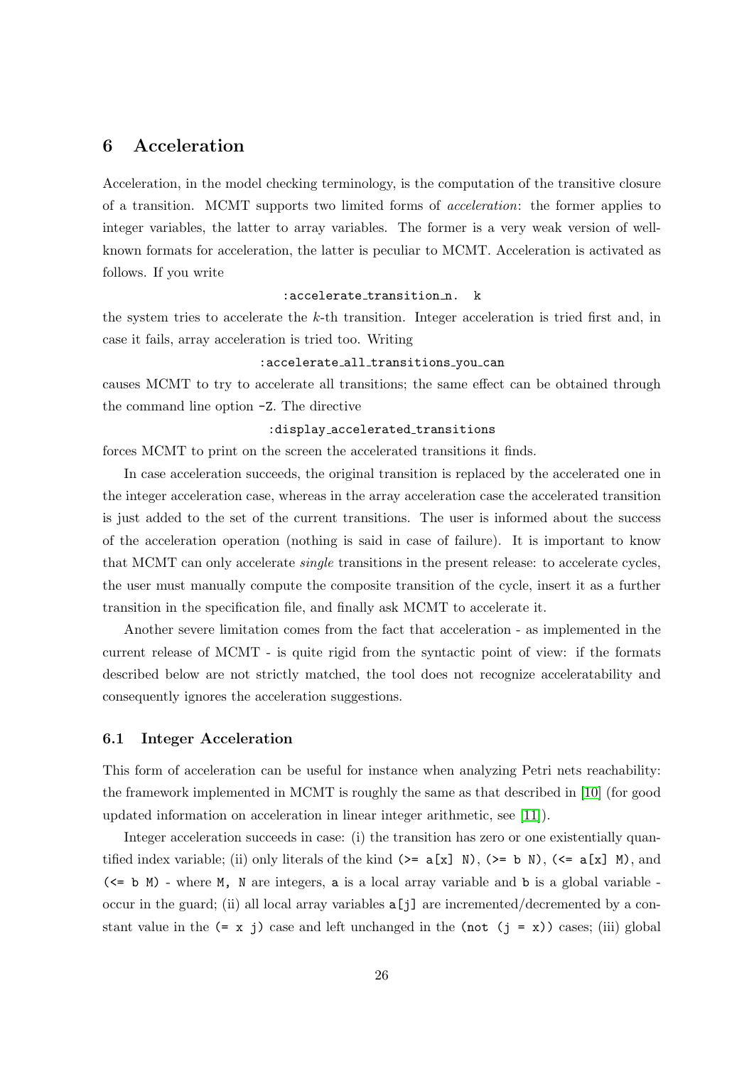## 6 Acceleration

Acceleration, in the model checking terminology, is the computation of the transitive closure of a transition. MCMT supports two limited forms of *acceleration*: the former applies to integer variables, the latter to array variables. The former is a very weak version of well-known formats for acceleration, the latter is peculiar to MCMT. Acceleration is activated as follows. If you write

```
:accelerate_transition_n.  k
```

the system tries to accelerate the $k$-th transition. Integer acceleration is tried first and, in case it fails, array acceleration is tried too. Writing

```
:accelerate_all_transitions_you_can
```

causes MCMT to try to accelerate all transitions; the same effect can be obtained through the command line option `-Z`. The directive

```
:display_accelerated_transitions
```

forces MCMT to print on the screen the accelerated transitions it finds.

In case acceleration succeeds, the original transition is replaced by the accelerated one in the integer acceleration case, whereas in the array acceleration case the accelerated transition is just added to the set of the current transitions. The user is informed about the success of the acceleration operation (nothing is said in case of failure). It is important to know that MCMT can only accelerate *single* transitions in the present release: to accelerate cycles, the user must manually compute the composite transition of the cycle, insert it as a further transition in the specification file, and finally ask MCMT to accelerate it.

Another severe limitation comes from the fact that acceleration - as implemented in the current release of MCMT - is quite rigid from the syntactic point of view: if the formats described below are not strictly matched, the tool does not recognize acceleratability and consequently ignores the acceleration suggestions.

### 6.1 Integer Acceleration

This form of acceleration can be useful for instance when analyzing Petri nets reachability: the framework implemented in MCMT is roughly the same as that described in [10] (for good updated information on acceleration in linear integer arithmetic, see [11]).

Integer acceleration succeeds in case: (i) the transition has zero or one existentially quantified index variable; (ii) only literals of the kind `(>= a[x] N)`, `(>= b N)`, `(<= a[x] M)`, and `(<= b M)` - where `M, N` are integers, `a` is a local array variable and `b` is a global variable - occur in the guard; (ii) all local array variables `a[j]` are incremented/decremented by a constant value in the `(= x j)` case and left unchanged in the `(not (j = x))` cases; (iii) global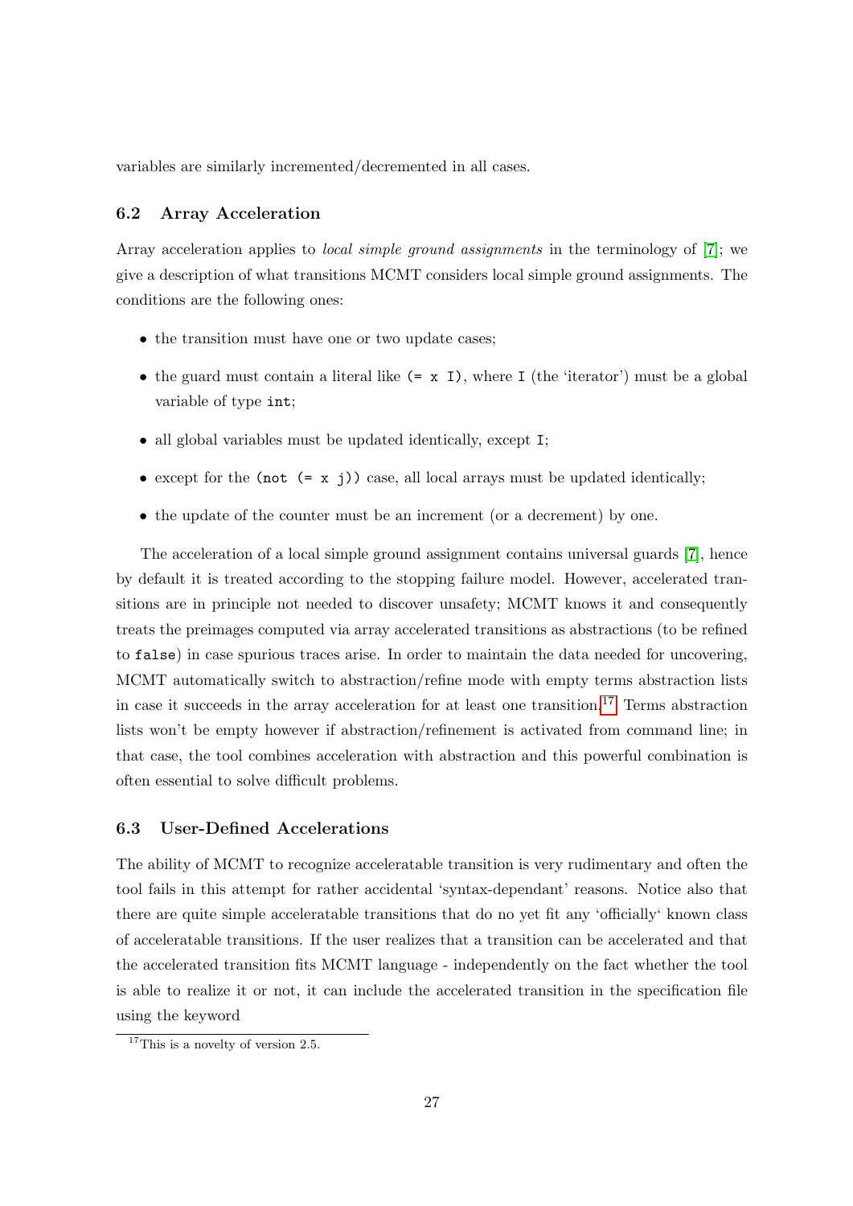variables are similarly incremented/decremented in all cases.

### 6.2 Array Acceleration

Array acceleration applies to *local simple ground assignments* in the terminology of [7]; we give a description of what transitions MCMT considers local simple ground assignments. The conditions are the following ones:

- the transition must have one or two update cases;
- the guard must contain a literal like `(= x I)`, where `I` (the 'iterator') must be a global variable of type `int`;
- all global variables must be updated identically, except `I`;
- except for the `(not (= x j))` case, all local arrays must be updated identically;
- the update of the counter must be an increment (or a decrement) by one.

The acceleration of a local simple ground assignment contains universal guards [7], hence by default it is treated according to the stopping failure model. However, accelerated transitions are in principle not needed to discover unsafety; MCMT knows it and consequently treats the preimages computed via array accelerated transitions as abstractions (to be refined to `false`) in case spurious traces arise. In order to maintain the data needed for uncovering, MCMT automatically switch to abstraction/refine mode with empty terms abstraction lists in case it succeeds in the array acceleration for at least one transition.[17] Terms abstraction lists won't be empty however if abstraction/refinement is activated from command line; in that case, the tool combines acceleration with abstraction and this powerful combination is often essential to solve difficult problems.

### 6.3 User-Defined Accelerations

The ability of MCMT to recognize acceleratable transition is very rudimentary and often the tool fails in this attempt for rather accidental 'syntax-dependant' reasons. Notice also that there are quite simple acceleratable transitions that do no yet fit any 'officially' known class of acceleratable transitions. If the user realizes that a transition can be accelerated and that the accelerated transition fits MCMT language - independently on the fact whether the tool is able to realize it or not, it can include the accelerated transition in the specification file using the keyword

[17] This is a novelty of version 2.5.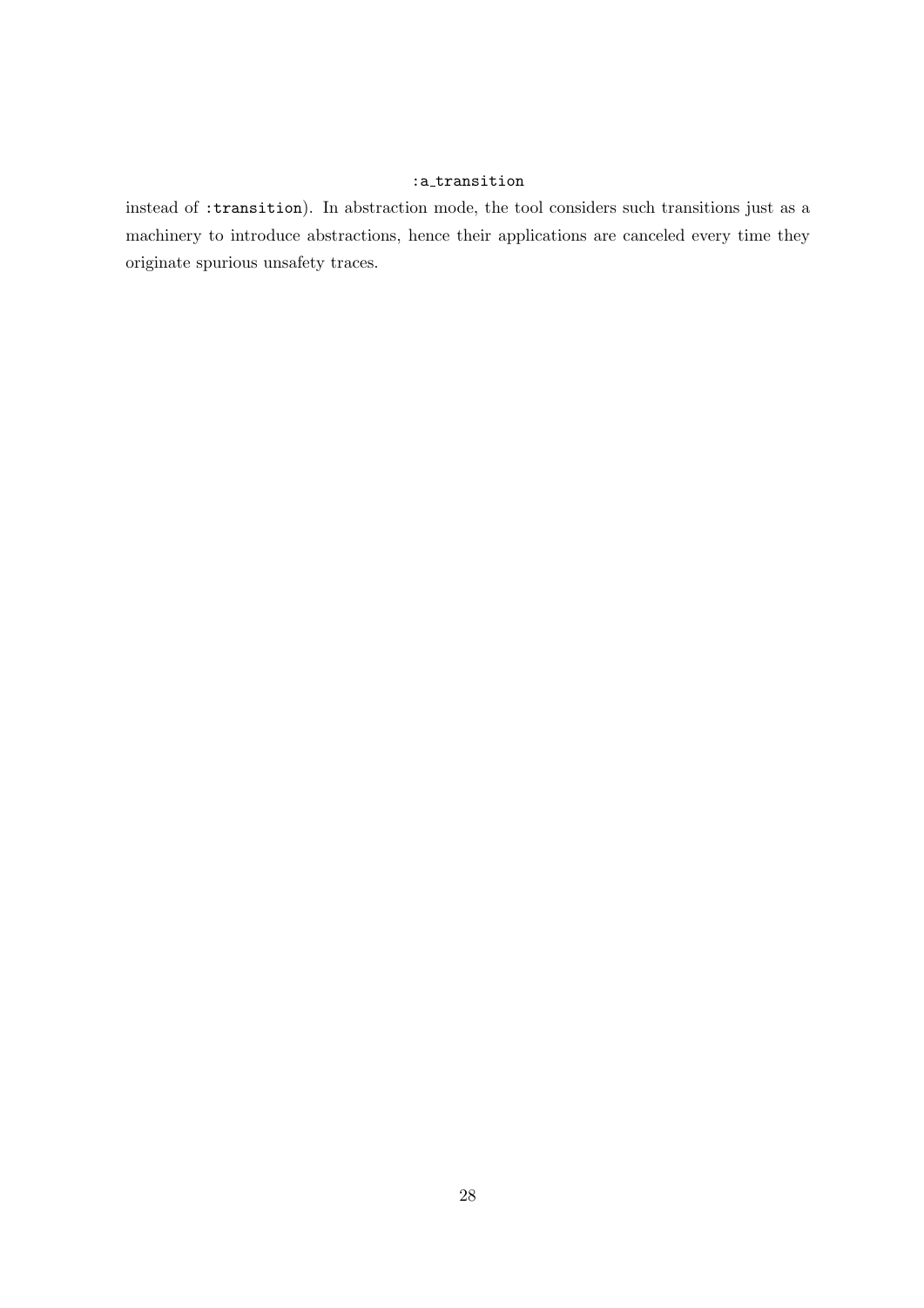```
:a_transition
```

instead of `:transition`). In abstraction mode, the tool considers such transitions just as a machinery to introduce abstractions, hence their applications are canceled every time they originate spurious unsafety traces.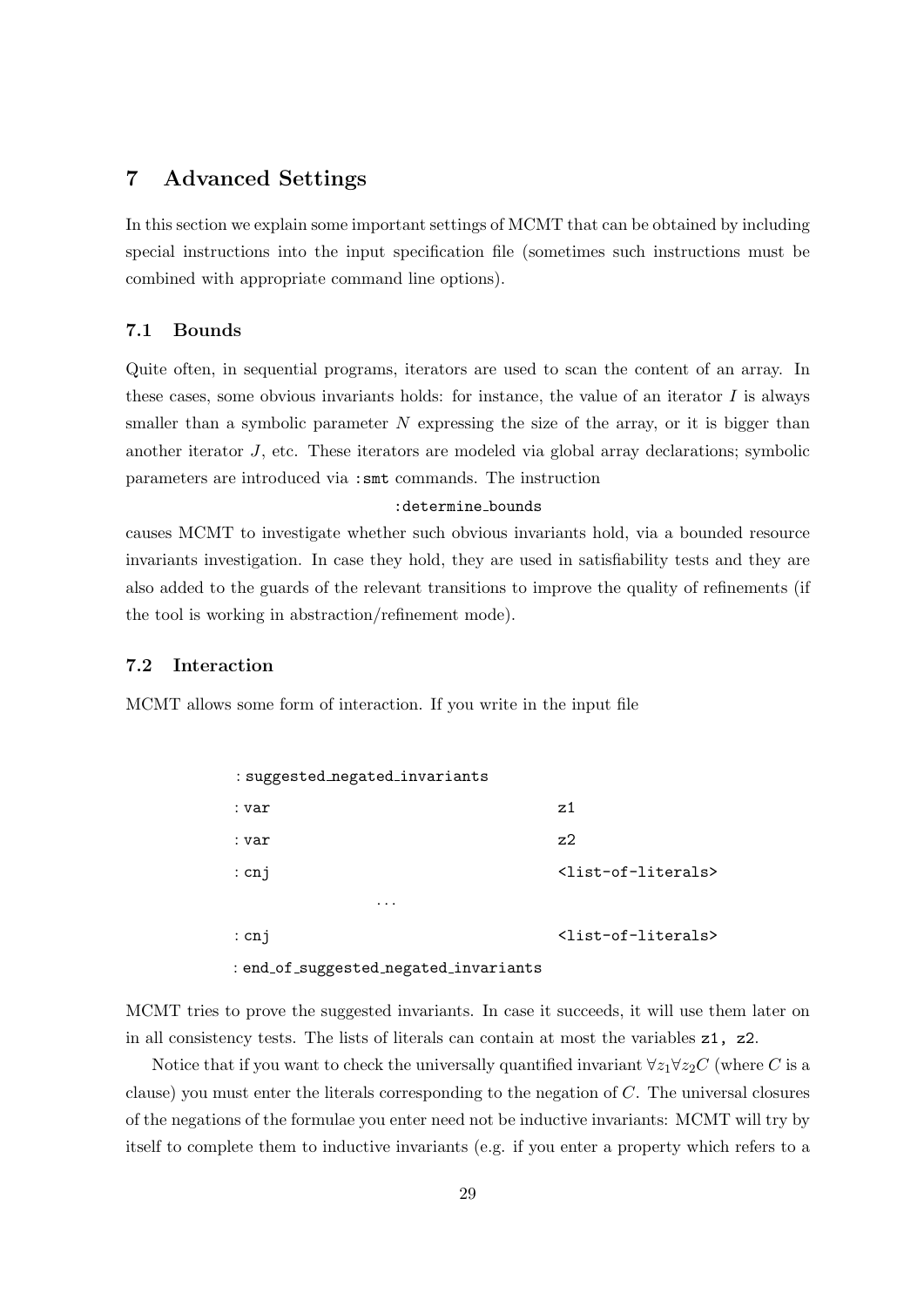## 7 Advanced Settings

In this section we explain some important settings of MCMT that can be obtained by including special instructions into the input specification file (sometimes such instructions must be combined with appropriate command line options).

### 7.1 Bounds

Quite often, in sequential programs, iterators are used to scan the content of an array. In these cases, some obvious invariants holds: for instance, the value of an iterator $I$ is always smaller than a symbolic parameter $N$ expressing the size of the array, or it is bigger than another iterator $J$, etc. These iterators are modeled via global array declarations; symbolic parameters are introduced via `:smt` commands. The instruction

```
:determine_bounds
```

causes MCMT to investigate whether such obvious invariants hold, via a bounded resource invariants investigation. In case they hold, they are used in satisfiability tests and they are also added to the guards of the relevant transitions to improve the quality of refinements (if the tool is working in abstraction/refinement mode).

### 7.2 Interaction

MCMT allows some form of interaction. If you write in the input file

```
:suggested_negated_invariants
:var                                z1
:var                                z2
:cnj                                <list-of-literals>
                ...
:cnj                                <list-of-literals>
:end_of_suggested_negated_invariants
```

MCMT tries to prove the suggested invariants. In case it succeeds, it will use them later on in all consistency tests. The lists of literals can contain at most the variables `z1, z2`.

Notice that if you want to check the universally quantified invariant $\forall z_1 \forall z_2 C$ (where $C$ is a clause) you must enter the literals corresponding to the negation of $C$. The universal closures of the negations of the formulae you enter need not be inductive invariants: MCMT will try by itself to complete them to inductive invariants (e.g. if you enter a property which refers to a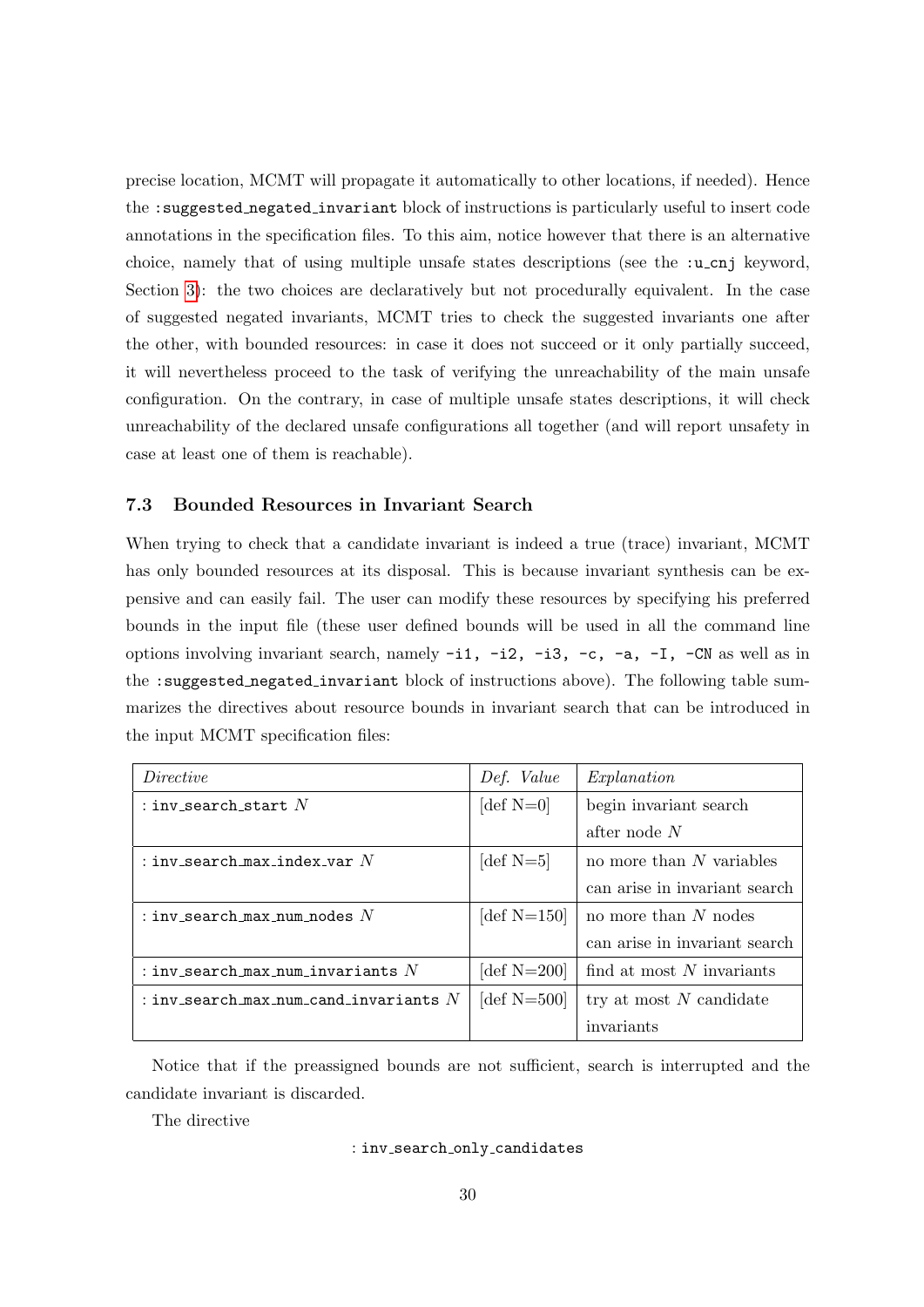precise location, MCMT will propagate it automatically to other locations, if needed). Hence the `:suggested_negated_invariant` block of instructions is particularly useful to insert code annotations in the specification files. To this aim, notice however that there is an alternative choice, namely that of using multiple unsafe states descriptions (see the `:u_cnj` keyword, Section 3): the two choices are declaratively but not procedurally equivalent. In the case of suggested negated invariants, MCMT tries to check the suggested invariants one after the other, with bounded resources: in case it does not succeed or it only partially succeed, it will nevertheless proceed to the task of verifying the unreachability of the main unsafe configuration. On the contrary, in case of multiple unsafe states descriptions, it will check unreachability of the declared unsafe configurations all together (and will report unsafety in case at least one of them is reachable).

### 7.3 Bounded Resources in Invariant Search

When trying to check that a candidate invariant is indeed a true (trace) invariant, MCMT has only bounded resources at its disposal. This is because invariant synthesis can be expensive and can easily fail. The user can modify these resources by specifying his preferred bounds in the input file (these user defined bounds will be used in all the command line options involving invariant search, namely `-i1, -i2, -i3, -c, -a, -I, -CN` as well as in the `:suggested_negated_invariant` block of instructions above). The following table summarizes the directives about resource bounds in invariant search that can be introduced in the input MCMT specification files:

| *Directive* | *Def. Value* | *Explanation* |
|---|---|---|
| `:inv_search_start` $N$ | [def N=0] | begin invariant search after node $N$ |
| `:inv_search_max_index_var` $N$ | [def N=5] | no more than $N$ variables can arise in invariant search |
| `:inv_search_max_num_nodes` $N$ | [def N=150] | no more than $N$ nodes can arise in invariant search |
| `:inv_search_max_num_invariants` $N$ | [def N=200] | find at most $N$ invariants |
| `:inv_search_max_num_cand_invariants` $N$ | [def N=500] | try at most $N$ candidate invariants |

Notice that if the preassigned bounds are not sufficient, search is interrupted and the candidate invariant is discarded.

The directive

```
:inv_search_only_candidates
```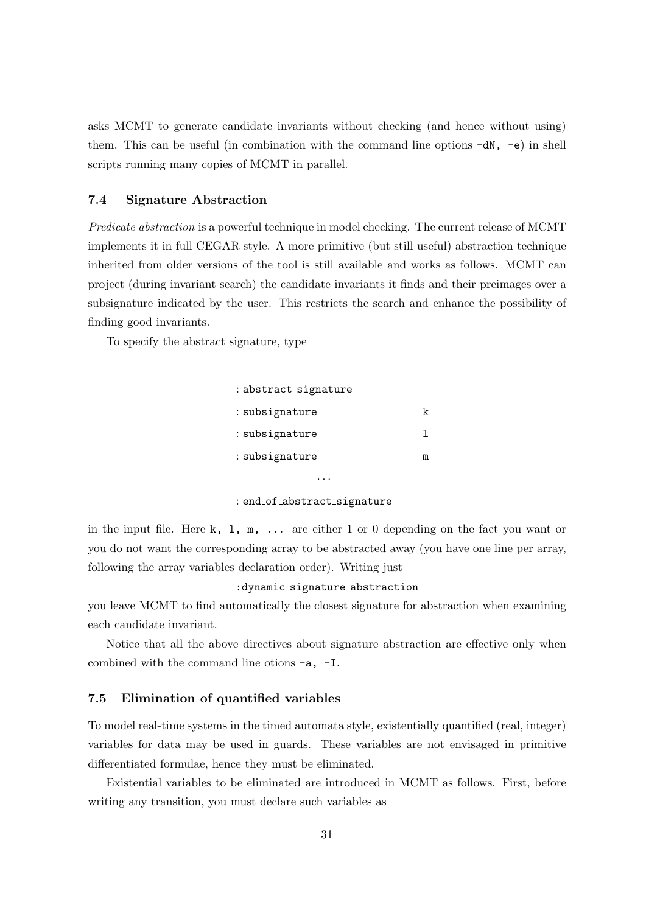asks MCMT to generate candidate invariants without checking (and hence without using) them. This can be useful (in combination with the command line options `-dN, -e`) in shell scripts running many copies of MCMT in parallel.

### 7.4 Signature Abstraction

*Predicate abstraction* is a powerful technique in model checking. The current release of MCMT implements it in full CEGAR style. A more primitive (but still useful) abstraction technique inherited from older versions of the tool is still available and works as follows. MCMT can project (during invariant search) the candidate invariants it finds and their preimages over a subsignature indicated by the user. This restricts the search and enhance the possibility of finding good invariants.

To specify the abstract signature, type

```
:abstract_signature
:subsignature          k
:subsignature          l
:subsignature          m
            ...
:end_of_abstract_signature
```

in the input file. Here `k, l, m, ...` are either 1 or 0 depending on the fact you want or you do not want the corresponding array to be abstracted away (you have one line per array, following the array variables declaration order). Writing just

```
:dynamic_signature_abstraction
```

you leave MCMT to find automatically the closest signature for abstraction when examining each candidate invariant.

Notice that all the above directives about signature abstraction are effective only when combined with the command line otions `-a, -I`.

### 7.5 Elimination of quantified variables

To model real-time systems in the timed automata style, existentially quantified (real, integer) variables for data may be used in guards. These variables are not envisaged in primitive differentiated formulae, hence they must be eliminated.

Existential variables to be eliminated are introduced in MCMT as follows. First, before writing any transition, you must declare such variables as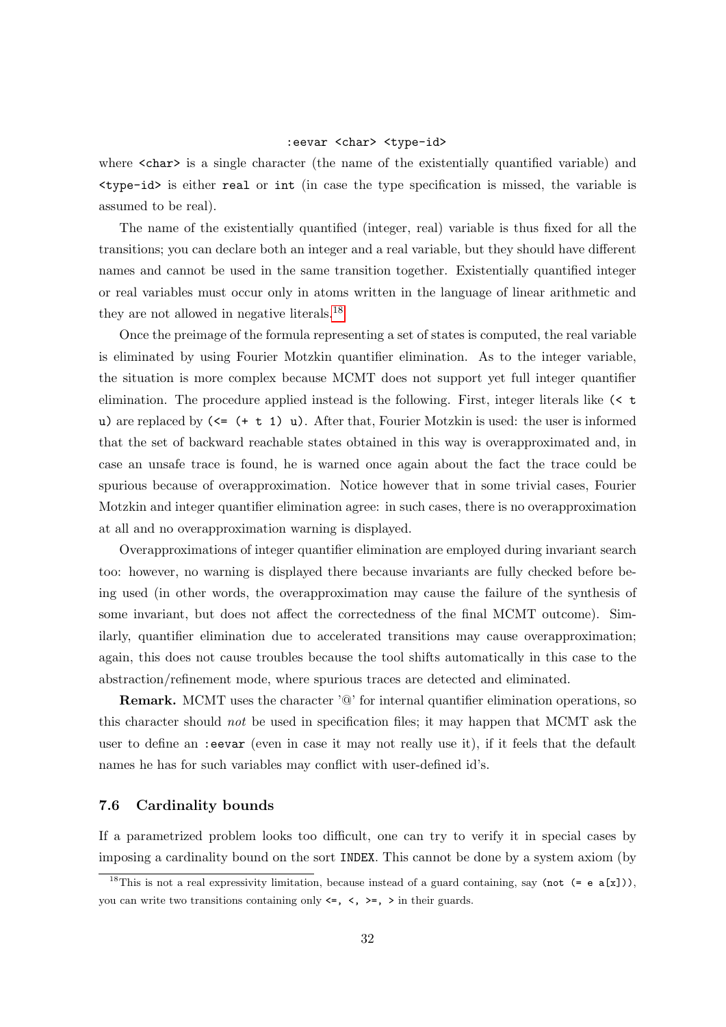```
:eevar <char> <type-id>
```

where `<char>` is a single character (the name of the existentially quantified variable) and `<type-id>` is either `real` or `int` (in case the type specification is missed, the variable is assumed to be real).

The name of the existentially quantified (integer, real) variable is thus fixed for all the transitions; you can declare both an integer and a real variable, but they should have different names and cannot be used in the same transition together. Existentially quantified integer or real variables must occur only in atoms written in the language of linear arithmetic and they are not allowed in negative literals.[18]

Once the preimage of the formula representing a set of states is computed, the real variable is eliminated by using Fourier Motzkin quantifier elimination. As to the integer variable, the situation is more complex because MCMT does not support yet full integer quantifier elimination. The procedure applied instead is the following. First, integer literals like `(< t u)` are replaced by `(<= (+ t 1) u)`. After that, Fourier Motzkin is used: the user is informed that the set of backward reachable states obtained in this way is overapproximated and, in case an unsafe trace is found, he is warned once again about the fact the trace could be spurious because of overapproximation. Notice however that in some trivial cases, Fourier Motzkin and integer quantifier elimination agree: in such cases, there is no overapproximation at all and no overapproximation warning is displayed.

Overapproximations of integer quantifier elimination are employed during invariant search too: however, no warning is displayed there because invariants are fully checked before being used (in other words, the overapproximation may cause the failure of the synthesis of some invariant, but does not affect the correctedness of the final MCMT outcome). Similarly, quantifier elimination due to accelerated transitions may cause overapproximation; again, this does not cause troubles because the tool shifts automatically in this case to the abstraction/refinement mode, where spurious traces are detected and eliminated.

**Remark.** MCMT uses the character '@' for internal quantifier elimination operations, so this character should *not* be used in specification files; it may happen that MCMT ask the user to define an `:eevar` (even in case it may not really use it), if it feels that the default names he has for such variables may conflict with user-defined id's.

### 7.6 Cardinality bounds

If a parametrized problem looks too difficult, one can try to verify it in special cases by imposing a cardinality bound on the sort `INDEX`. This cannot be done by a system axiom (by

---

[18] This is not a real expressivity limitation, because instead of a guard containing, say `(not (= e a[x]))`, you can write two transitions containing only `<=, <, >=, >` in their guards.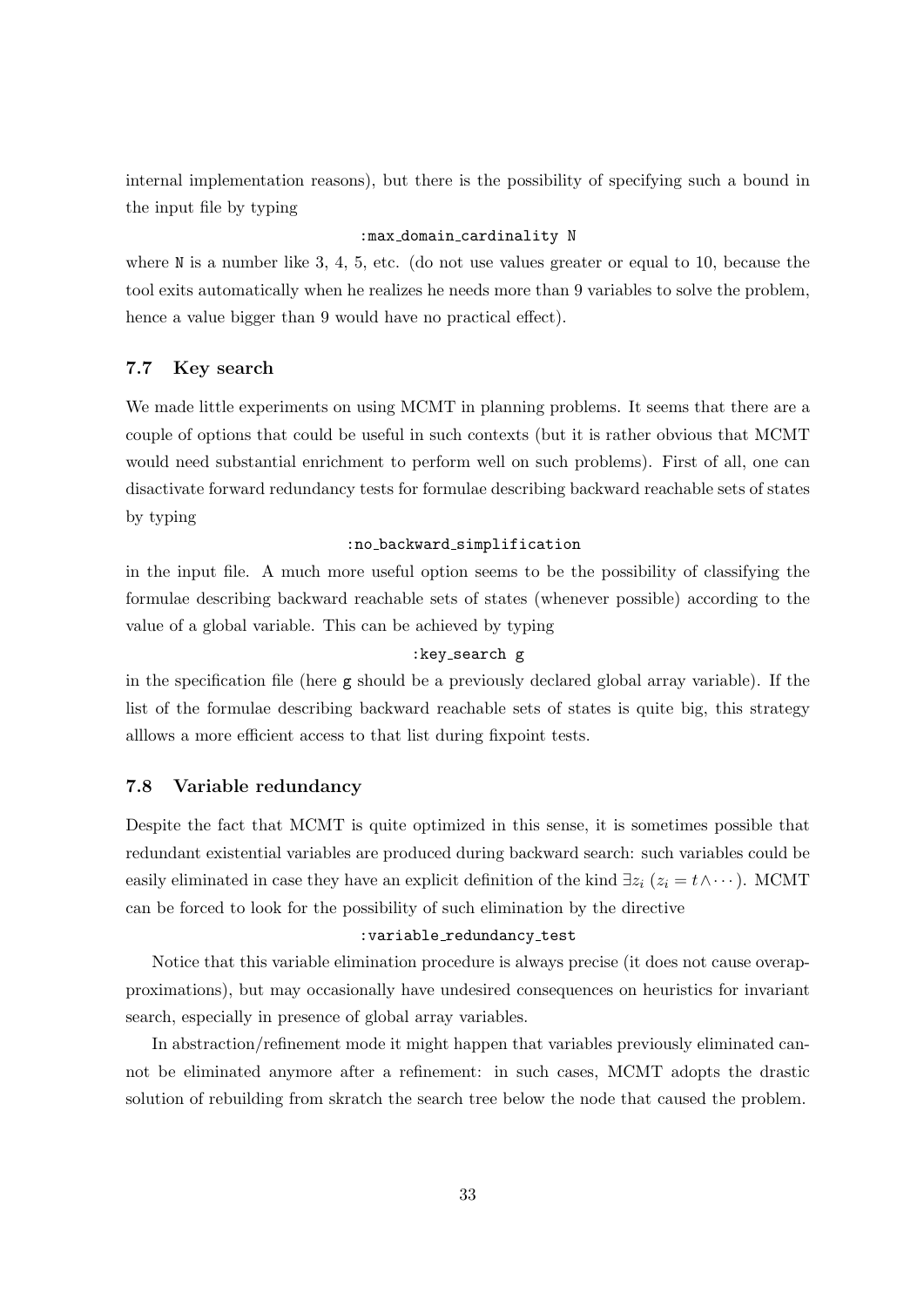internal implementation reasons), but there is the possibility of specifying such a bound in the input file by typing

```
:max_domain_cardinality N
```

where N is a number like 3, 4, 5, etc. (do not use values greater or equal to 10, because the tool exits automatically when he realizes he needs more than 9 variables to solve the problem, hence a value bigger than 9 would have no practical effect).

### 7.7 Key search

We made little experiments on using MCMT in planning problems. It seems that there are a couple of options that could be useful in such contexts (but it is rather obvious that MCMT would need substantial enrichment to perform well on such problems). First of all, one can disactivate forward redundancy tests for formulae describing backward reachable sets of states by typing

```
:no_backward_simplification
```

in the input file. A much more useful option seems to be the possibility of classifying the formulae describing backward reachable sets of states (whenever possible) according to the value of a global variable. This can be achieved by typing

```
:key_search g
```

in the specification file (here g should be a previously declared global array variable). If the list of the formulae describing backward reachable sets of states is quite big, this strategy alllows a more efficient access to that list during fixpoint tests.

### 7.8 Variable redundancy

Despite the fact that MCMT is quite optimized in this sense, it is sometimes possible that redundant existential variables are produced during backward search: such variables could be easily eliminated in case they have an explicit definition of the kind $\exists z_i \ (z_i = t \wedge \cdots)$. MCMT can be forced to look for the possibility of such elimination by the directive

```
:variable_redundancy_test
```

Notice that this variable elimination procedure is always precise (it does not cause overapproximations), but may occasionally have undesired consequences on heuristics for invariant search, especially in presence of global array variables.

In abstraction/refinement mode it might happen that variables previously eliminated cannot be eliminated anymore after a refinement: in such cases, MCMT adopts the drastic solution of rebuilding from skratch the search tree below the node that caused the problem.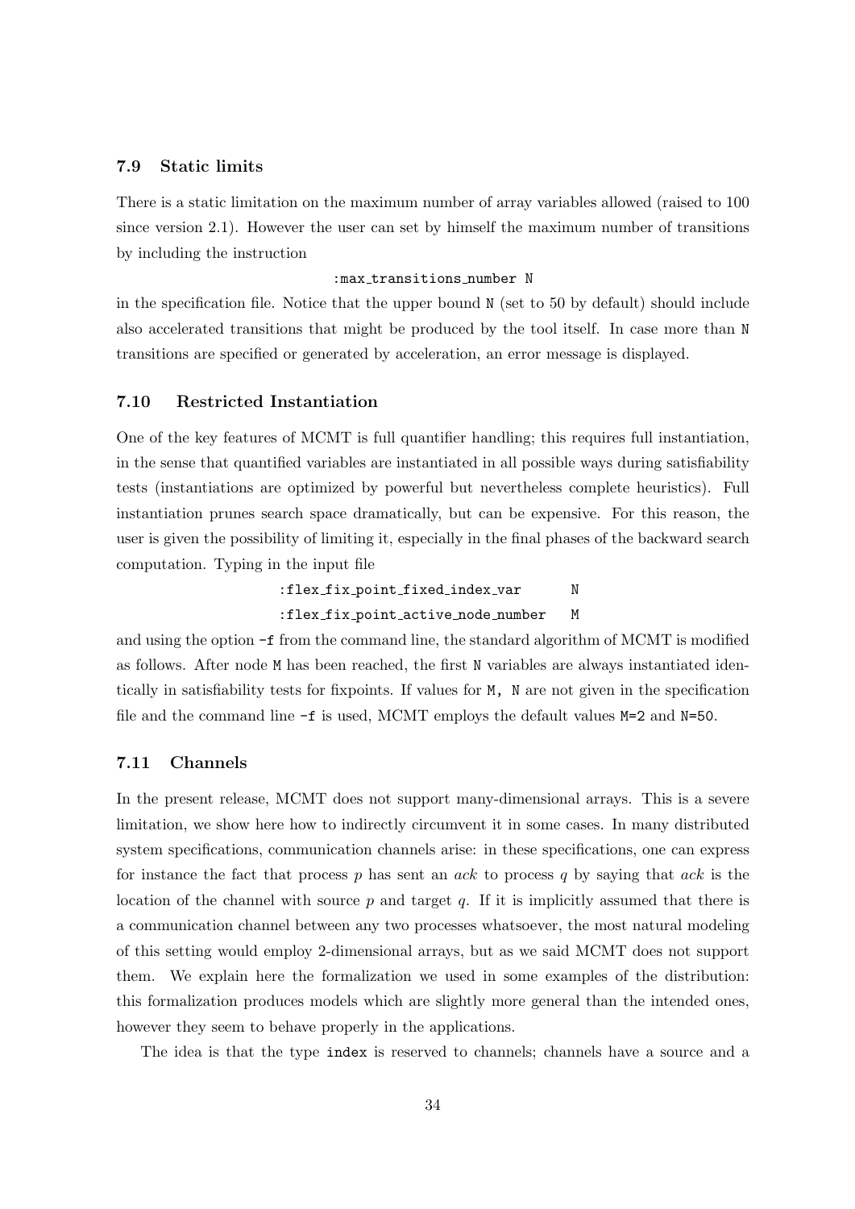### 7.9 Static limits

There is a static limitation on the maximum number of array variables allowed (raised to 100 since version 2.1). However the user can set by himself the maximum number of transitions by including the instruction

```
:max_transitions_number N
```

in the specification file. Notice that the upper bound `N` (set to 50 by default) should include also accelerated transitions that might be produced by the tool itself. In case more than `N` transitions are specified or generated by acceleration, an error message is displayed.

### 7.10 Restricted Instantiation

One of the key features of MCMT is full quantifier handling; this requires full instantiation, in the sense that quantified variables are instantiated in all possible ways during satisfiability tests (instantiations are optimized by powerful but nevertheless complete heuristics). Full instantiation prunes search space dramatically, but can be expensive. For this reason, the user is given the possibility of limiting it, especially in the final phases of the backward search computation. Typing in the input file

```
:flex_fix_point_fixed_index_var      N
:flex_fix_point_active_node_number   M
```

and using the option `-f` from the command line, the standard algorithm of MCMT is modified as follows. After node `M` has been reached, the first `N` variables are always instantiated identically in satisfiability tests for fixpoints. If values for `M, N` are not given in the specification file and the command line `-f` is used, MCMT employs the default values `M=2` and `N=50`.

### 7.11 Channels

In the present release, MCMT does not support many-dimensional arrays. This is a severe limitation, we show here how to indirectly circumvent it in some cases. In many distributed system specifications, communication channels arise: in these specifications, one can express for instance the fact that process $p$ has sent an *ack* to process $q$ by saying that *ack* is the location of the channel with source $p$ and target $q$. If it is implicitly assumed that there is a communication channel between any two processes whatsoever, the most natural modeling of this setting would employ 2-dimensional arrays, but as we said MCMT does not support them. We explain here the formalization we used in some examples of the distribution: this formalization produces models which are slightly more general than the intended ones, however they seem to behave properly in the applications.

The idea is that the type `index` is reserved to channels; channels have a source and a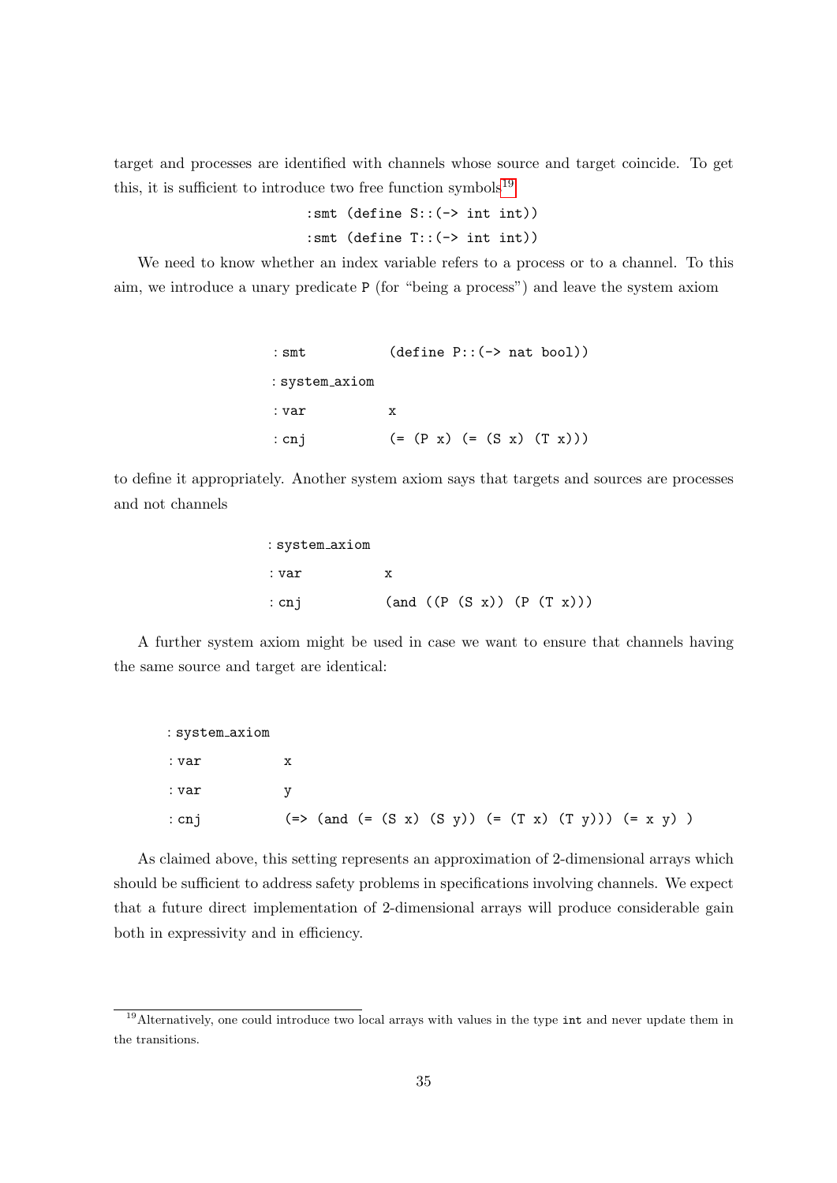target and processes are identified with channels whose source and target coincide. To get this, it is sufficient to introduce two free function symbols[19]

```
:smt (define S::(-> int int))
:smt (define T::(-> int int))
```

We need to know whether an index variable refers to a process or to a channel. To this aim, we introduce a unary predicate P (for "being a process") and leave the system axiom

```
:smt            (define P::(-> nat bool))
:system_axiom
:var            x
:cnj            (= (P x) (= (S x) (T x)))
```

to define it appropriately. Another system axiom says that targets and sources are processes and not channels

```
:system_axiom
:var            x
:cnj            (and ((P (S x)) (P (T x)))
```

A further system axiom might be used in case we want to ensure that channels having the same source and target are identical:

```
:system_axiom
:var          x
:var          y
:cnj          (=> (and (= (S x) (S y)) (= (T x) (T y))) (= x y) )
```

As claimed above, this setting represents an approximation of 2-dimensional arrays which should be sufficient to address safety problems in specifications involving channels. We expect that a future direct implementation of 2-dimensional arrays will produce considerable gain both in expressivity and in efficiency.

[19] Alternatively, one could introduce two local arrays with values in the type int and never update them in the transitions.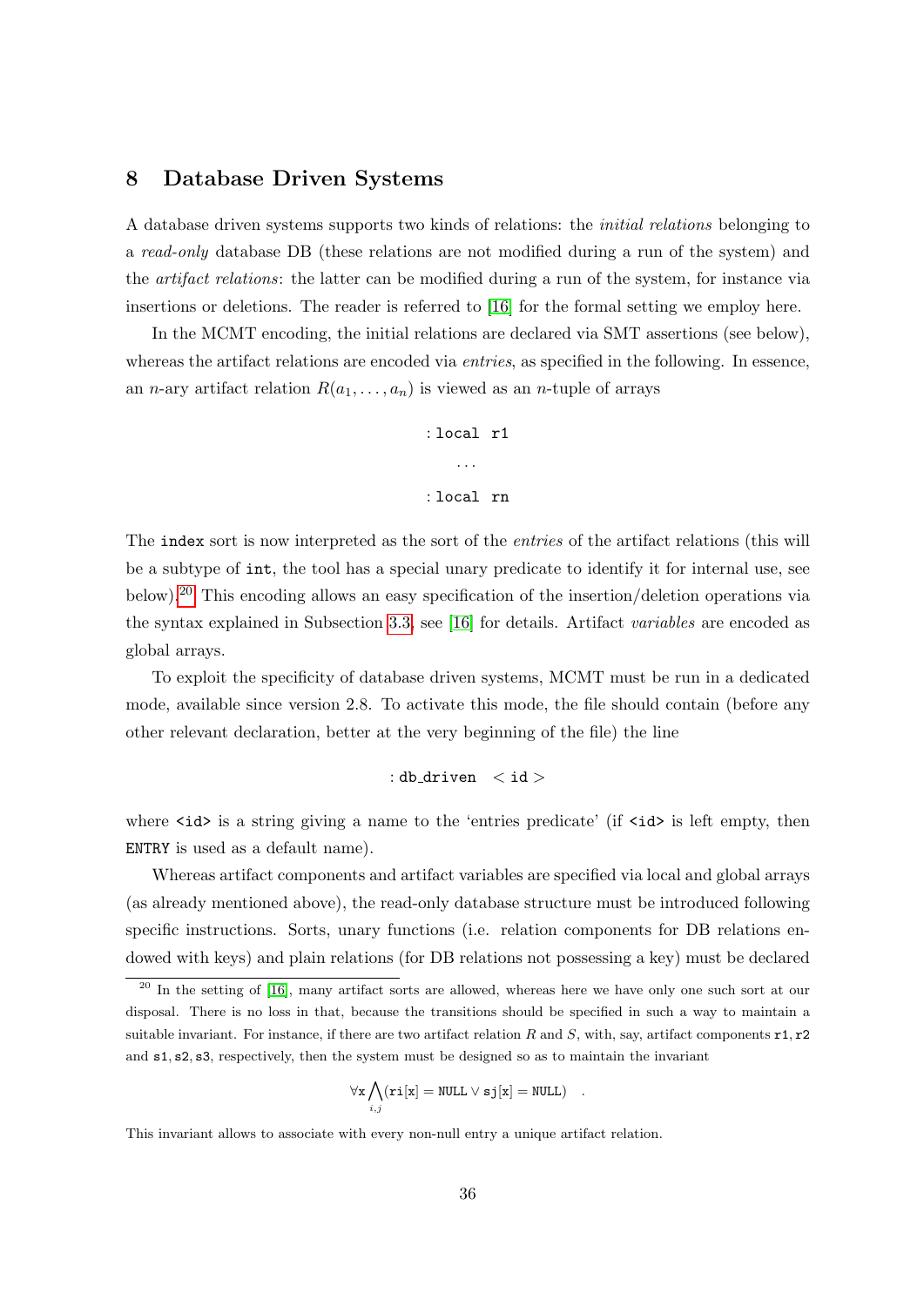# 8 Database Driven Systems

A database driven systems supports two kinds of relations: the *initial relations* belonging to a *read-only* database DB (these relations are not modified during a run of the system) and the *artifact relations*: the latter can be modified during a run of the system, for instance via insertions or deletions. The reader is referred to [16] for the formal setting we employ here.

In the MCMT encoding, the initial relations are declared via SMT assertions (see below), whereas the artifact relations are encoded via *entries*, as specified in the following. In essence, an $n$-ary artifact relation $R(a_1, \ldots, a_n)$ is viewed as an $n$-tuple of arrays

```
:local r1
...
:local rn
```

The `index` sort is now interpreted as the sort of the *entries* of the artifact relations (this will be a subtype of `int`, the tool has a special unary predicate to identify it for internal use, see below).[20] This encoding allows an easy specification of the insertion/deletion operations via the syntax explained in Subsection 3.3, see [16] for details. Artifact *variables* are encoded as global arrays.

To exploit the specificity of database driven systems, MCMT must be run in a dedicated mode, available since version 2.8. To activate this mode, the file should contain (before any other relevant declaration, better at the very beginning of the file) the line

```
:db_driven <id>
```

where `<id>` is a string giving a name to the 'entries predicate' (if `<id>` is left empty, then `ENTRY` is used as a default name).

Whereas artifact components and artifact variables are specified via local and global arrays (as already mentioned above), the read-only database structure must be introduced following specific instructions. Sorts, unary functions (i.e. relation components for DB relations endowed with keys) and plain relations (for DB relations not possessing a key) must be declared

[20] In the setting of [16], many artifact sorts are allowed, whereas here we have only one such sort at our disposal. There is no loss in that, because the transitions should be specified in such a way to maintain a suitable invariant. For instance, if there are two artifact relation $R$ and $S$, with, say, artifact components `r1`, `r2` and `s1`, `s2`, `s3`, respectively, then the system must be designed so as to maintain the invariant

$$\forall \mathtt{x} \bigwedge_{i,j} (\mathtt{ri}[\mathtt{x}] = \mathtt{NULL} \vee \mathtt{sj}[\mathtt{x}] = \mathtt{NULL}) \quad .$$

This invariant allows to associate with every non-null entry a unique artifact relation.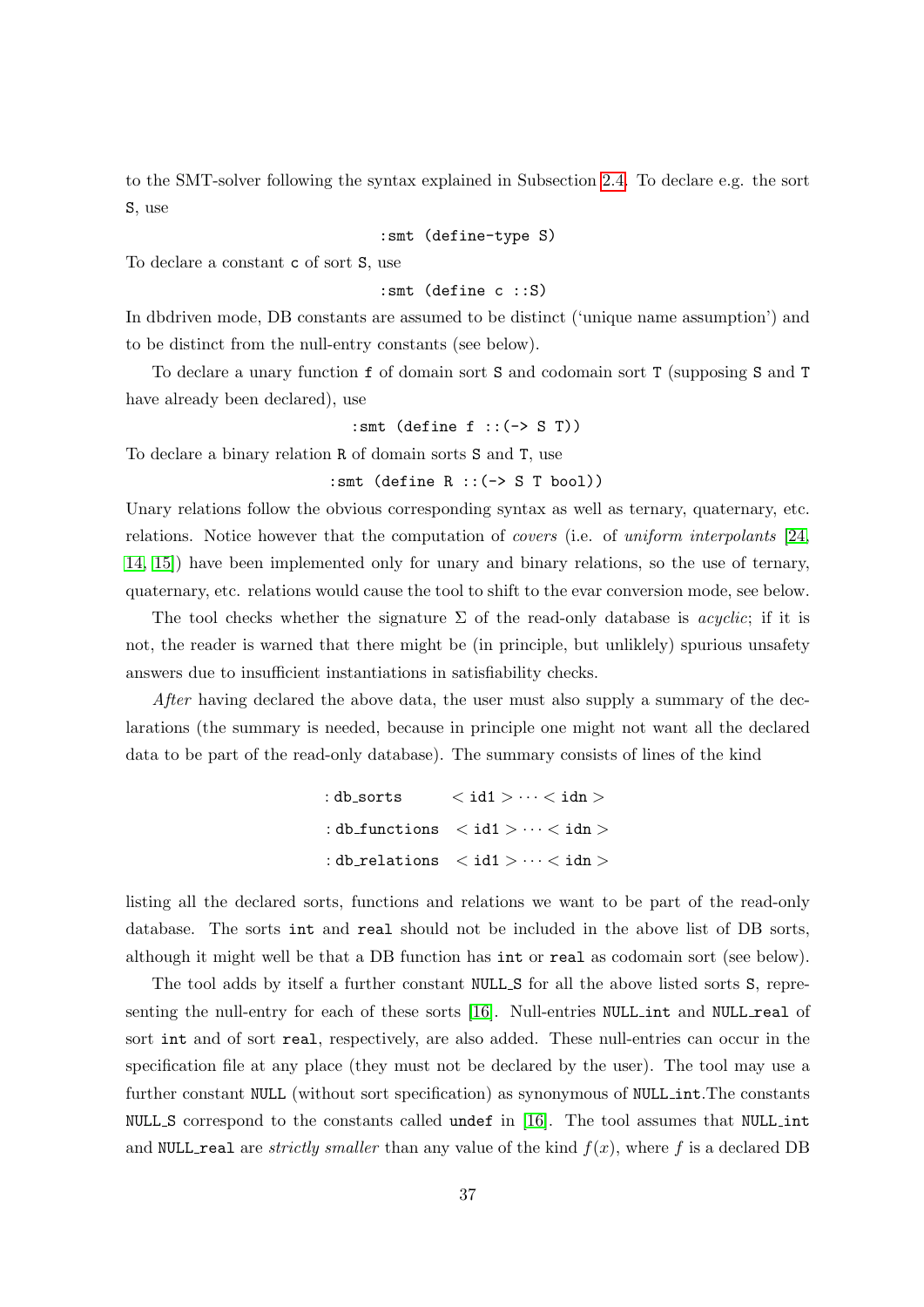to the SMT-solver following the syntax explained in Subsection 2.4. To declare e.g. the sort S, use

```
:smt (define-type S)
```

To declare a constant c of sort S, use

```
:smt (define c ::S)
```

In dbdriven mode, DB constants are assumed to be distinct ('unique name assumption') and to be distinct from the null-entry constants (see below).

To declare a unary function f of domain sort S and codomain sort T (supposing S and T have already been declared), use

```
:smt (define f ::(-> S T))
```

To declare a binary relation R of domain sorts S and T, use

```
:smt (define R ::(-> S T bool))
```

Unary relations follow the obvious corresponding syntax as well as ternary, quaternary, etc. relations. Notice however that the computation of *covers* (i.e. of *uniform interpolants* [24, 14, 15]) have been implemented only for unary and binary relations, so the use of ternary, quaternary, etc. relations would cause the tool to shift to the evar conversion mode, see below.

The tool checks whether the signature $\Sigma$ of the read-only database is *acyclic*; if it is not, the reader is warned that there might be (in principle, but unliklely) spurious unsafety answers due to insufficient instantiations in satisfiability checks.

*After* having declared the above data, the user must also supply a summary of the declarations (the summary is needed, because in principle one might not want all the declared data to be part of the read-only database). The summary consists of lines of the kind

```
:db_sorts      < id1 > ··· < idn >
:db_functions  < id1 > ··· < idn >
:db_relations  < id1 > ··· < idn >
```

listing all the declared sorts, functions and relations we want to be part of the read-only database. The sorts int and real should not be included in the above list of DB sorts, although it might well be that a DB function has int or real as codomain sort (see below).

The tool adds by itself a further constant NULL_S for all the above listed sorts S, representing the null-entry for each of these sorts [16]. Null-entries NULL_int and NULL_real of sort int and of sort real, respectively, are also added. These null-entries can occur in the specification file at any place (they must not be declared by the user). The tool may use a further constant NULL (without sort specification) as synonymous of NULL_int.The constants NULL_S correspond to the constants called undef in [16]. The tool assumes that NULL_int and NULL_real are *strictly smaller* than any value of the kind $f(x)$, where $f$ is a declared DB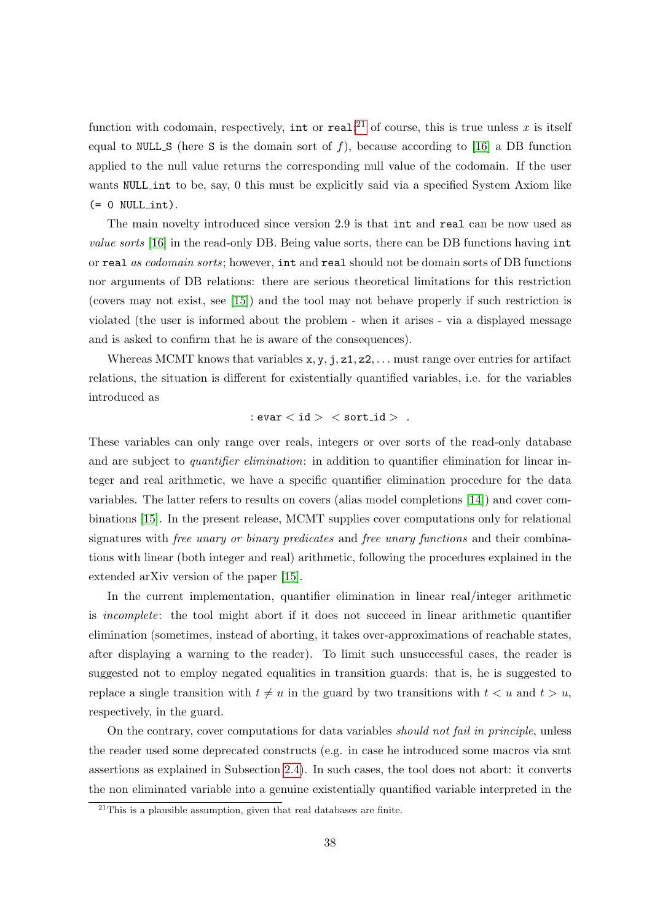function with codomain, respectively, `int` or `real`;[21] of course, this is true unless $x$ is itself equal to `NULL_S` (here `S` is the domain sort of $f$), because according to [16] a DB function applied to the null value returns the corresponding null value of the codomain. If the user wants `NULL_int` to be, say, 0 this must be explicitly said via a specified System Axiom like `(= 0 NULL_int)`.

The main novelty introduced since version 2.9 is that `int` and `real` can be now used as *value sorts* [16] in the read-only DB. Being value sorts, there can be DB functions having `int` or `real` *as codomain sorts*; however, `int` and `real` should not be domain sorts of DB functions nor arguments of DB relations: there are serious theoretical limitations for this restriction (covers may not exist, see [15]) and the tool may not behave properly if such restriction is violated (the user is informed about the problem - when it arises - via a displayed message and is asked to confirm that he is aware of the consequences).

Whereas MCMT knows that variables `x, y, j, z1, z2, ...` must range over entries for artifact relations, the situation is different for existentially quantified variables, i.e. for the variables introduced as

$$: \mathtt{evar} < \mathtt{id} > \ < \mathtt{sort\_id} > \ .$$

These variables can only range over reals, integers or over sorts of the read-only database and are subject to *quantifier elimination*: in addition to quantifier elimination for linear integer and real arithmetic, we have a specific quantifier elimination procedure for the data variables. The latter refers to results on covers (alias model completions [14]) and cover combinations [15]. In the present release, MCMT supplies cover computations only for relational signatures with *free unary or binary predicates* and *free unary functions* and their combinations with linear (both integer and real) arithmetic, following the procedures explained in the extended arXiv version of the paper [15].

In the current implementation, quantifier elimination in linear real/integer arithmetic is *incomplete*: the tool might abort if it does not succeed in linear arithmetic quantifier elimination (sometimes, instead of aborting, it takes over-approximations of reachable states, after displaying a warning to the reader). To limit such unsuccessful cases, the reader is suggested not to employ negated equalities in transition guards: that is, he is suggested to replace a single transition with $t \neq u$ in the guard by two transitions with $t < u$ and $t > u$, respectively, in the guard.

On the contrary, cover computations for data variables *should not fail in principle*, unless the reader used some deprecated constructs (e.g. in case he introduced some macros via smt assertions as explained in Subsection 2.4). In such cases, the tool does not abort: it converts the non eliminated variable into a genuine existentially quantified variable interpreted in the

[21] This is a plausible assumption, given that real databases are finite.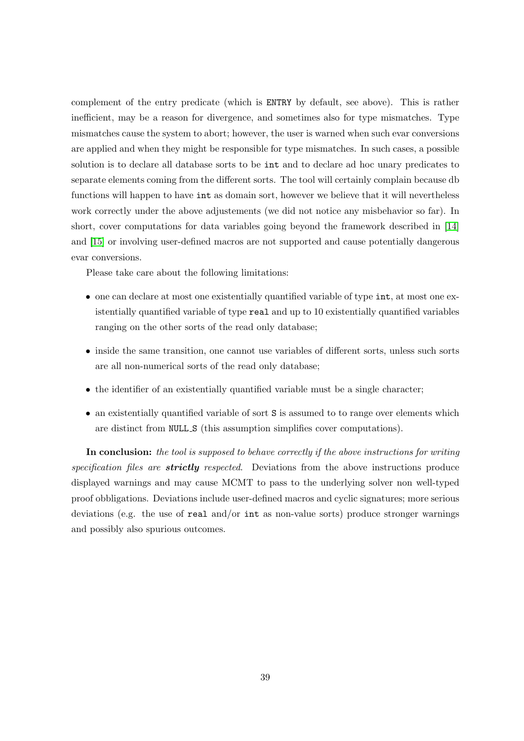complement of the entry predicate (which is `ENTRY` by default, see above). This is rather inefficient, may be a reason for divergence, and sometimes also for type mismatches. Type mismatches cause the system to abort; however, the user is warned when such evar conversions are applied and when they might be responsible for type mismatches. In such cases, a possible solution is to declare all database sorts to be `int` and to declare ad hoc unary predicates to separate elements coming from the different sorts. The tool will certainly complain because db functions will happen to have `int` as domain sort, however we believe that it will nevertheless work correctly under the above adjustements (we did not notice any misbehavior so far). In short, cover computations for data variables going beyond the framework described in [14] and [15] or involving user-defined macros are not supported and cause potentially dangerous evar conversions.

Please take care about the following limitations:

- one can declare at most one existentially quantified variable of type `int`, at most one existentially quantified variable of type `real` and up to 10 existentially quantified variables ranging on the other sorts of the read only database;
- inside the same transition, one cannot use variables of different sorts, unless such sorts are all non-numerical sorts of the read only database;
- the identifier of an existentially quantified variable must be a single character;
- an existentially quantified variable of sort `S` is assumed to to range over elements which are distinct from `NULL_S` (this assumption simplifies cover computations).

**In conclusion:** *the tool is supposed to behave correctly if the above instructions for writing specification files are* ***strictly*** *respected.* Deviations from the above instructions produce displayed warnings and may cause MCMT to pass to the underlying solver non well-typed proof obbligations. Deviations include user-defined macros and cyclic signatures; more serious deviations (e.g. the use of `real` and/or `int` as non-value sorts) produce stronger warnings and possibly also spurious outcomes.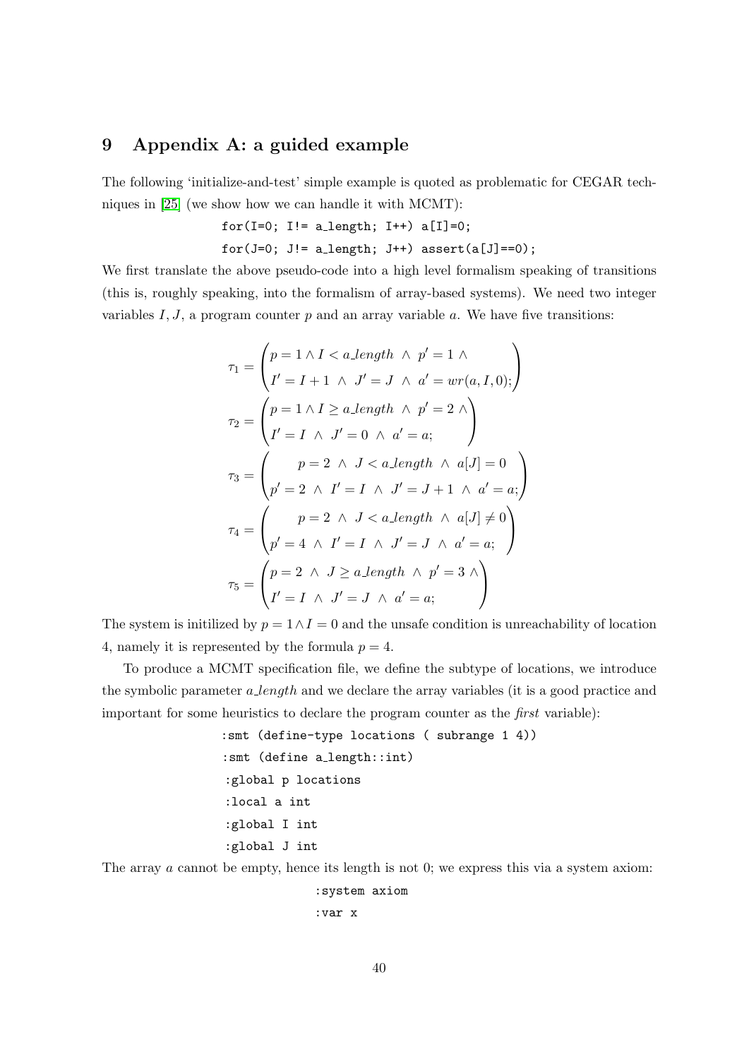## 9 Appendix A: a guided example

The following 'initialize-and-test' simple example is quoted as problematic for CEGAR techniques in [25] (we show how we can handle it with MCMT):

```
for(I=0; I!= a_length; I++) a[I]=0;
for(J=0; J!= a_length; J++) assert(a[J]==0);
```

We first translate the above pseudo-code into a high level formalism speaking of transitions (this is, roughly speaking, into the formalism of array-based systems). We need two integer variables $I, J$, a program counter $p$ and an array variable $a$. We have five transitions:

$$\tau_1 = \begin{pmatrix} p = 1 \wedge I < a\_length \ \wedge \ p' = 1 \ \wedge \\ I' = I + 1 \ \wedge \ J' = J \ \wedge \ a' = wr(a, I, 0); \end{pmatrix}$$

$$\tau_2 = \begin{pmatrix} p = 1 \wedge I \geq a\_length \ \wedge \ p' = 2 \ \wedge \\ I' = I \ \wedge \ J' = 0 \ \wedge \ a' = a; \end{pmatrix}$$

$$\tau_3 = \begin{pmatrix} p = 2 \ \wedge \ J < a\_length \ \wedge \ a[J] = 0 \\ p' = 2 \ \wedge \ I' = I \ \wedge \ J' = J + 1 \ \wedge \ a' = a; \end{pmatrix}$$

$$\tau_4 = \begin{pmatrix} p = 2 \ \wedge \ J < a\_length \ \wedge \ a[J] \neq 0 \\ p' = 4 \ \wedge \ I' = I \ \wedge \ J' = J \ \wedge \ a' = a; \end{pmatrix}$$

$$\tau_5 = \begin{pmatrix} p = 2 \ \wedge \ J \geq a\_length \ \wedge \ p' = 3 \ \wedge \\ I' = I \ \wedge \ J' = J \ \wedge \ a' = a; \end{pmatrix}$$

The system is initilized by $p = 1 \wedge I = 0$ and the unsafe condition is unreachability of location 4, namely it is represented by the formula $p = 4$.

To produce a MCMT specification file, we define the subtype of locations, we introduce the symbolic parameter *a_length* and we declare the array variables (it is a good practice and important for some heuristics to declare the program counter as the *first* variable):

```
:smt (define-type locations ( subrange 1 4))
:smt (define a_length::int)
:global p locations
:local a int
:global I int
:global J int
```

The array $a$ cannot be empty, hence its length is not 0; we express this via a system axiom:

```
:system axiom
:var x
```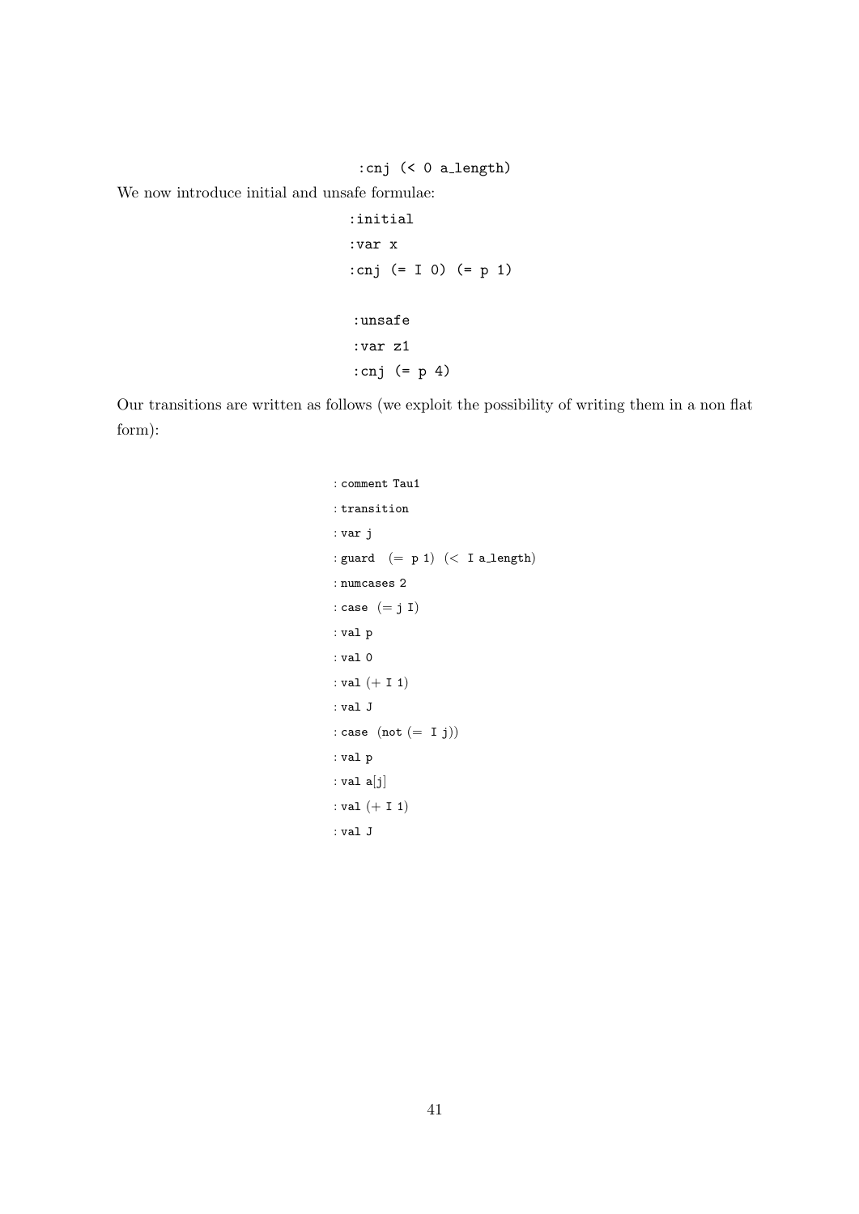```
:cnj (< 0 a_length)
```

We now introduce initial and unsafe formulae:

```
:initial
:var x
:cnj (= I 0) (= p 1)

:unsafe
:var z1
:cnj (= p 4)
```

Our transitions are written as follows (we exploit the possibility of writing them in a non flat form):

```
:comment Tau1
:transition
:var j
:guard (= p 1) (< I a_length)
:numcases 2
:case (= j I)
:val p
:val 0
:val (+ I 1)
:val J
:case (not (= I j))
:val p
:val a[j]
:val (+ I 1)
:val J
```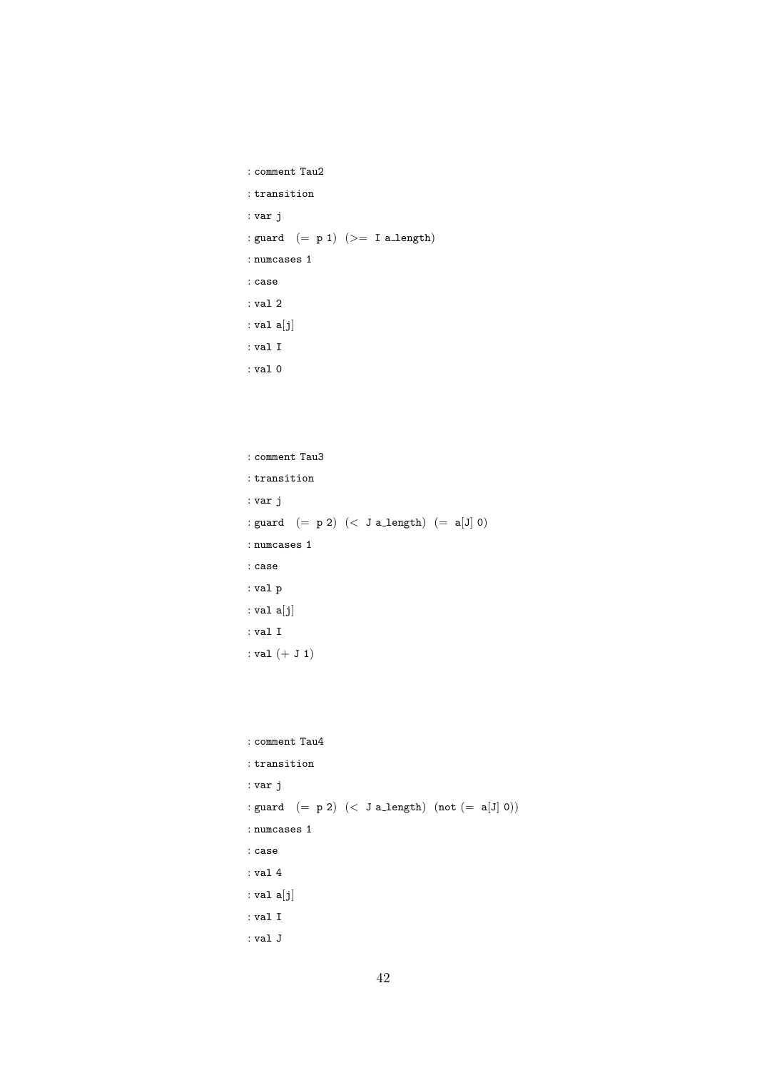```
: comment Tau2
: transition
: var j
: guard  (= p 1) (>= I a_length)
: numcases 1
: case
: val 2
: val a[j]
: val I
: val 0
```

```
: comment Tau3
: transition
: var j
: guard  (= p 2) (< J a_length) (= a[J] 0)
: numcases 1
: case
: val p
: val a[j]
: val I
: val (+ J 1)
```

```
: comment Tau4
: transition
: var j
: guard  (= p 2) (< J a_length) (not (= a[J] 0))
: numcases 1
: case
: val 4
: val a[j]
: val I
: val J
```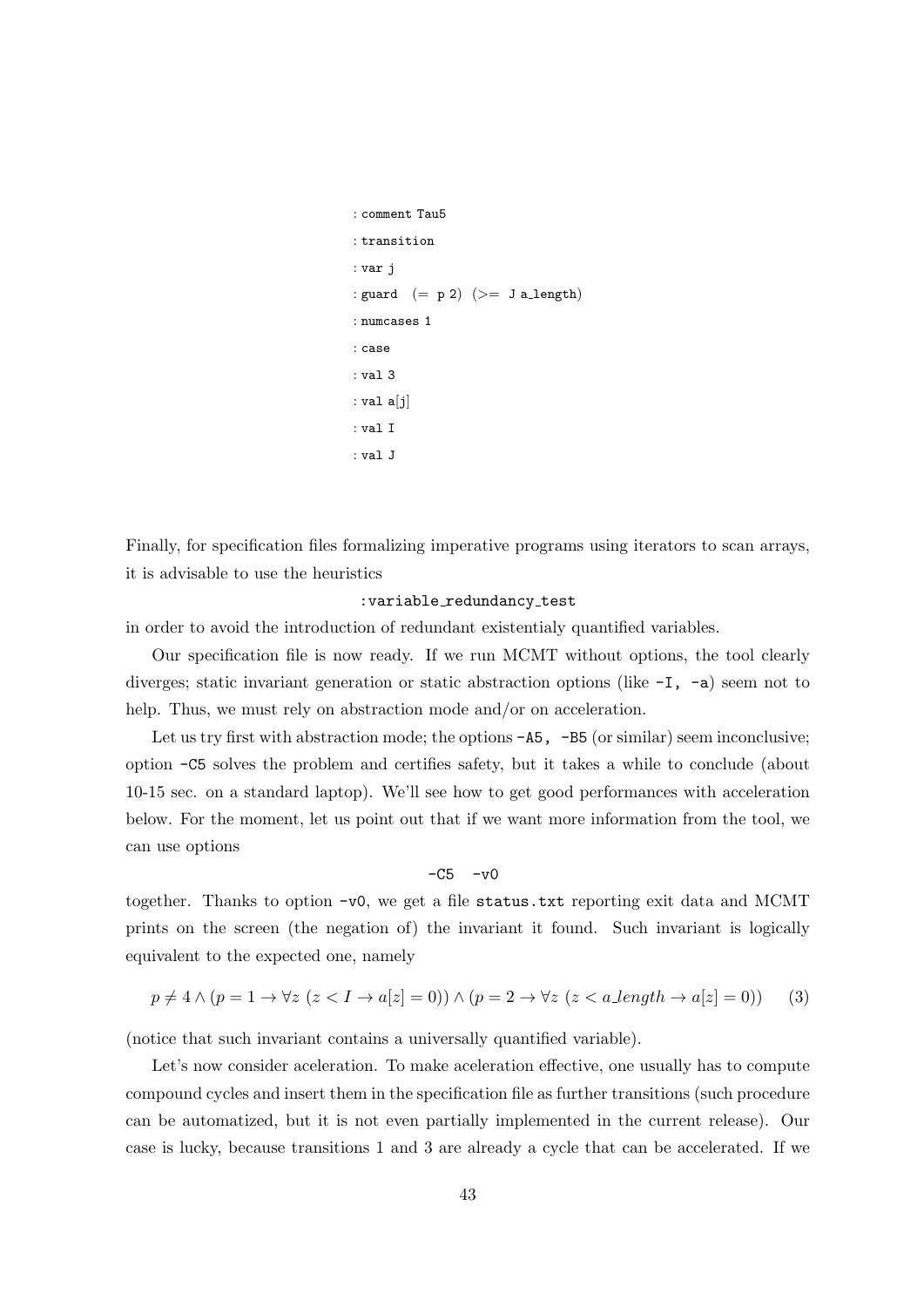```
:comment Tau5
:transition
:var j
:guard (= p 2) (>= J a_length)
:numcases 1
:case
:val 3
:val a[j]
:val I
:val J
```

Finally, for specification files formalizing imperative programs using iterators to scan arrays, it is advisable to use the heuristics

`:variable_redundancy_test`

in order to avoid the introduction of redundant existentialy quantified variables.

Our specification file is now ready. If we run MCMT without options, the tool clearly diverges; static invariant generation or static abstraction options (like `-I, -a`) seem not to help. Thus, we must rely on abstraction mode and/or on acceleration.

Let us try first with abstraction mode; the options `-A5, -B5` (or similar) seem inconclusive; option `-C5` solves the problem and certifies safety, but it takes a while to conclude (about 10-15 sec. on a standard laptop). We'll see how to get good performances with acceleration below. For the moment, let us point out that if we want more information from the tool, we can use options

`-C5 -v0`

together. Thanks to option `-v0`, we get a file `status.txt` reporting exit data and MCMT prints on the screen (the negation of) the invariant it found. Such invariant is logically equivalent to the expected one, namely

$$p \neq 4 \wedge (p = 1 \rightarrow \forall z\ (z < I \rightarrow a[z] = 0)) \wedge (p = 2 \rightarrow \forall z\ (z < a\_length \rightarrow a[z] = 0)) \qquad (3)$$

(notice that such invariant contains a universally quantified variable).

Let's now consider aceleration. To make aceleration effective, one usually has to compute compound cycles and insert them in the specification file as further transitions (such procedure can be automatized, but it is not even partially implemented in the current release). Our case is lucky, because transitions 1 and 3 are already a cycle that can be accelerated. If we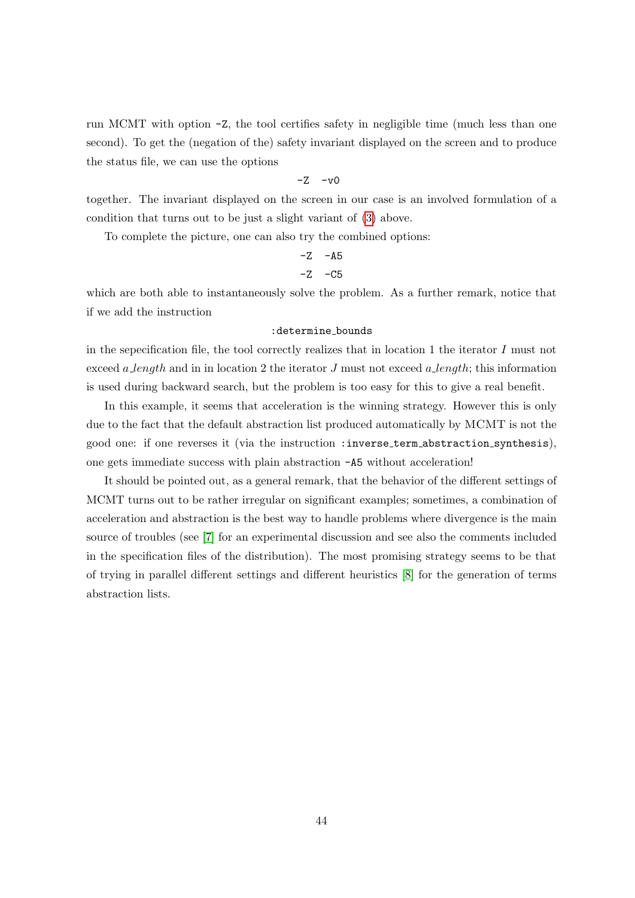run MCMT with option `-Z`, the tool certifies safety in negligible time (much less than one second). To get the (negation of the) safety invariant displayed on the screen and to produce the status file, we can use the options

```
-Z  -v0
```

together. The invariant displayed on the screen in our case is an involved formulation of a condition that turns out to be just a slight variant of (3) above.

To complete the picture, one can also try the combined options:

```
-Z  -A5
-Z  -C5
```

which are both able to instantaneously solve the problem. As a further remark, notice that if we add the instruction

```
:determine_bounds
```

in the sepecification file, the tool correctly realizes that in location 1 the iterator $I$ must not exceed *a_length* and in in location 2 the iterator $J$ must not exceed *a_length*; this information is used during backward search, but the problem is too easy for this to give a real benefit.

In this example, it seems that acceleration is the winning strategy. However this is only due to the fact that the default abstraction list produced automatically by MCMT is not the good one: if one reverses it (via the instruction `:inverse_term_abstraction_synthesis`), one gets immediate success with plain abstraction `-A5` without acceleration!

It should be pointed out, as a general remark, that the behavior of the different settings of MCMT turns out to be rather irregular on significant examples; sometimes, a combination of acceleration and abstraction is the best way to handle problems where divergence is the main source of troubles (see [7] for an experimental discussion and see also the comments included in the specification files of the distribution). The most promising strategy seems to be that of trying in parallel different settings and different heuristics [8] for the generation of terms abstraction lists.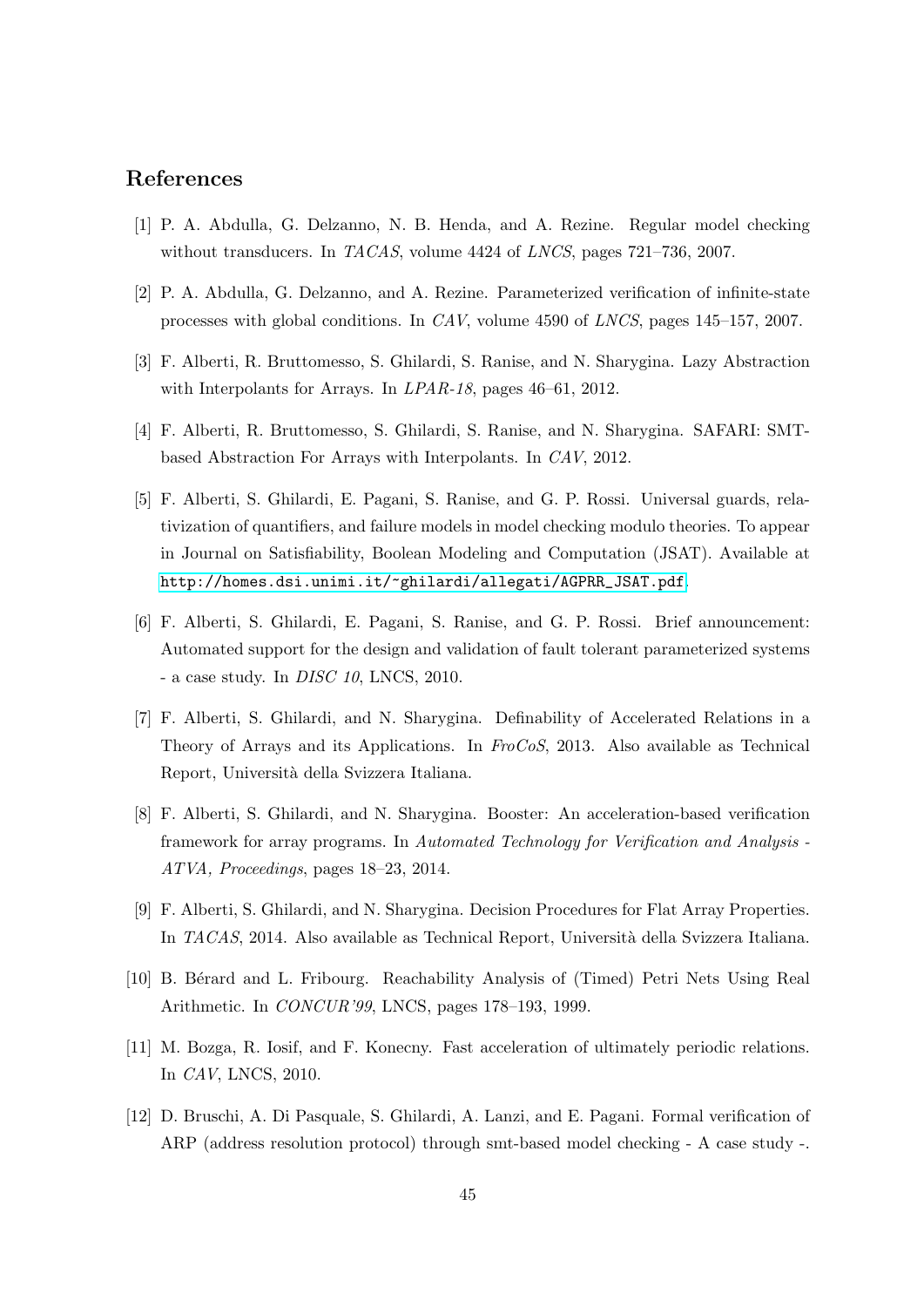## References

[1] P. A. Abdulla, G. Delzanno, N. B. Henda, and A. Rezine. Regular model checking without transducers. In *TACAS*, volume 4424 of *LNCS*, pages 721–736, 2007.

[2] P. A. Abdulla, G. Delzanno, and A. Rezine. Parameterized verification of infinite-state processes with global conditions. In *CAV*, volume 4590 of *LNCS*, pages 145–157, 2007.

[3] F. Alberti, R. Bruttomesso, S. Ghilardi, S. Ranise, and N. Sharygina. Lazy Abstraction with Interpolants for Arrays. In *LPAR-18*, pages 46–61, 2012.

[4] F. Alberti, R. Bruttomesso, S. Ghilardi, S. Ranise, and N. Sharygina. SAFARI: SMT-based Abstraction For Arrays with Interpolants. In *CAV*, 2012.

[5] F. Alberti, S. Ghilardi, E. Pagani, S. Ranise, and G. P. Rossi. Universal guards, relativization of quantifiers, and failure models in model checking modulo theories. To appear in Journal on Satisfiability, Boolean Modeling and Computation (JSAT). Available at http://homes.dsi.unimi.it/~ghilardi/allegati/AGPRR_JSAT.pdf.

[6] F. Alberti, S. Ghilardi, E. Pagani, S. Ranise, and G. P. Rossi. Brief announcement: Automated support for the design and validation of fault tolerant parameterized systems - a case study. In *DISC 10*, LNCS, 2010.

[7] F. Alberti, S. Ghilardi, and N. Sharygina. Definability of Accelerated Relations in a Theory of Arrays and its Applications. In *FroCoS*, 2013. Also available as Technical Report, Università della Svizzera Italiana.

[8] F. Alberti, S. Ghilardi, and N. Sharygina. Booster: An acceleration-based verification framework for array programs. In *Automated Technology for Verification and Analysis - ATVA, Proceedings*, pages 18–23, 2014.

[9] F. Alberti, S. Ghilardi, and N. Sharygina. Decision Procedures for Flat Array Properties. In *TACAS*, 2014. Also available as Technical Report, Università della Svizzera Italiana.

[10] B. Bérard and L. Fribourg. Reachability Analysis of (Timed) Petri Nets Using Real Arithmetic. In *CONCUR'99*, LNCS, pages 178–193, 1999.

[11] M. Bozga, R. Iosif, and F. Konecny. Fast acceleration of ultimately periodic relations. In *CAV*, LNCS, 2010.

[12] D. Bruschi, A. Di Pasquale, S. Ghilardi, A. Lanzi, and E. Pagani. Formal verification of ARP (address resolution protocol) through smt-based model checking - A case study -.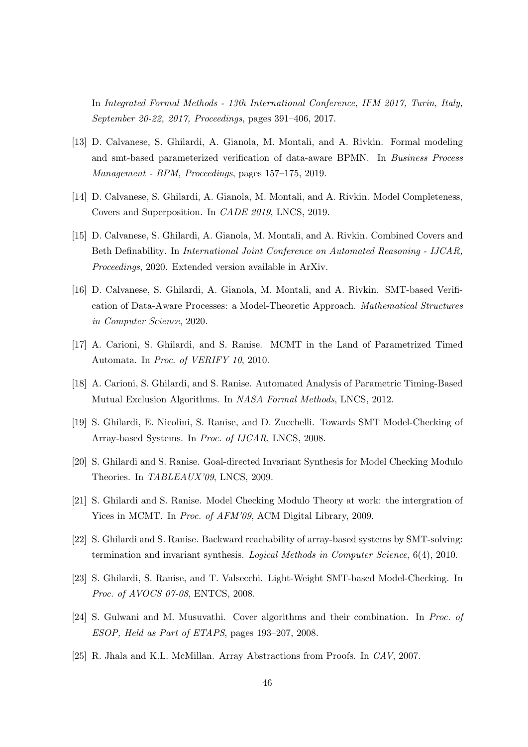In *Integrated Formal Methods - 13th International Conference, IFM 2017, Turin, Italy, September 20-22, 2017, Proceedings*, pages 391–406, 2017.

[13] D. Calvanese, S. Ghilardi, A. Gianola, M. Montali, and A. Rivkin. Formal modeling and smt-based parameterized verification of data-aware BPMN. In *Business Process Management - BPM, Proceedings*, pages 157–175, 2019.

[14] D. Calvanese, S. Ghilardi, A. Gianola, M. Montali, and A. Rivkin. Model Completeness, Covers and Superposition. In *CADE 2019*, LNCS, 2019.

[15] D. Calvanese, S. Ghilardi, A. Gianola, M. Montali, and A. Rivkin. Combined Covers and Beth Definability. In *International Joint Conference on Automated Reasoning - IJCAR, Proceedings*, 2020. Extended version available in ArXiv.

[16] D. Calvanese, S. Ghilardi, A. Gianola, M. Montali, and A. Rivkin. SMT-based Verification of Data-Aware Processes: a Model-Theoretic Approach. *Mathematical Structures in Computer Science*, 2020.

[17] A. Carioni, S. Ghilardi, and S. Ranise. MCMT in the Land of Parametrized Timed Automata. In *Proc. of VERIFY 10*, 2010.

[18] A. Carioni, S. Ghilardi, and S. Ranise. Automated Analysis of Parametric Timing-Based Mutual Exclusion Algorithms. In *NASA Formal Methods*, LNCS, 2012.

[19] S. Ghilardi, E. Nicolini, S. Ranise, and D. Zucchelli. Towards SMT Model-Checking of Array-based Systems. In *Proc. of IJCAR*, LNCS, 2008.

[20] S. Ghilardi and S. Ranise. Goal-directed Invariant Synthesis for Model Checking Modulo Theories. In *TABLEAUX'09*, LNCS, 2009.

[21] S. Ghilardi and S. Ranise. Model Checking Modulo Theory at work: the intergration of Yices in MCMT. In *Proc. of AFM'09*, ACM Digital Library, 2009.

[22] S. Ghilardi and S. Ranise. Backward reachability of array-based systems by SMT-solving: termination and invariant synthesis. *Logical Methods in Computer Science*, 6(4), 2010.

[23] S. Ghilardi, S. Ranise, and T. Valsecchi. Light-Weight SMT-based Model-Checking. In *Proc. of AVOCS 07-08*, ENTCS, 2008.

[24] S. Gulwani and M. Musuvathi. Cover algorithms and their combination. In *Proc. of ESOP, Held as Part of ETAPS*, pages 193–207, 2008.

[25] R. Jhala and K.L. McMillan. Array Abstractions from Proofs. In *CAV*, 2007.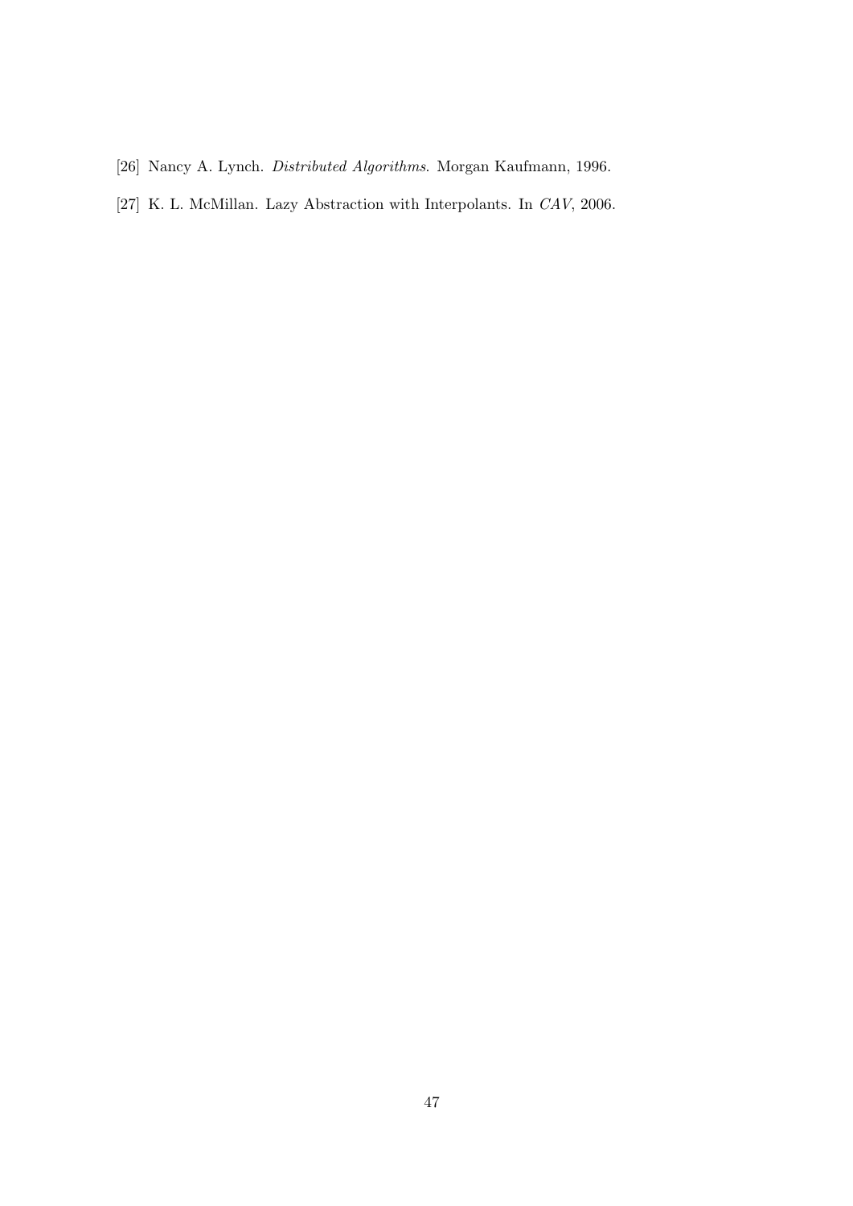[26] Nancy A. Lynch. *Distributed Algorithms.* Morgan Kaufmann, 1996.

[27] K. L. McMillan. Lazy Abstraction with Interpolants. In *CAV*, 2006.